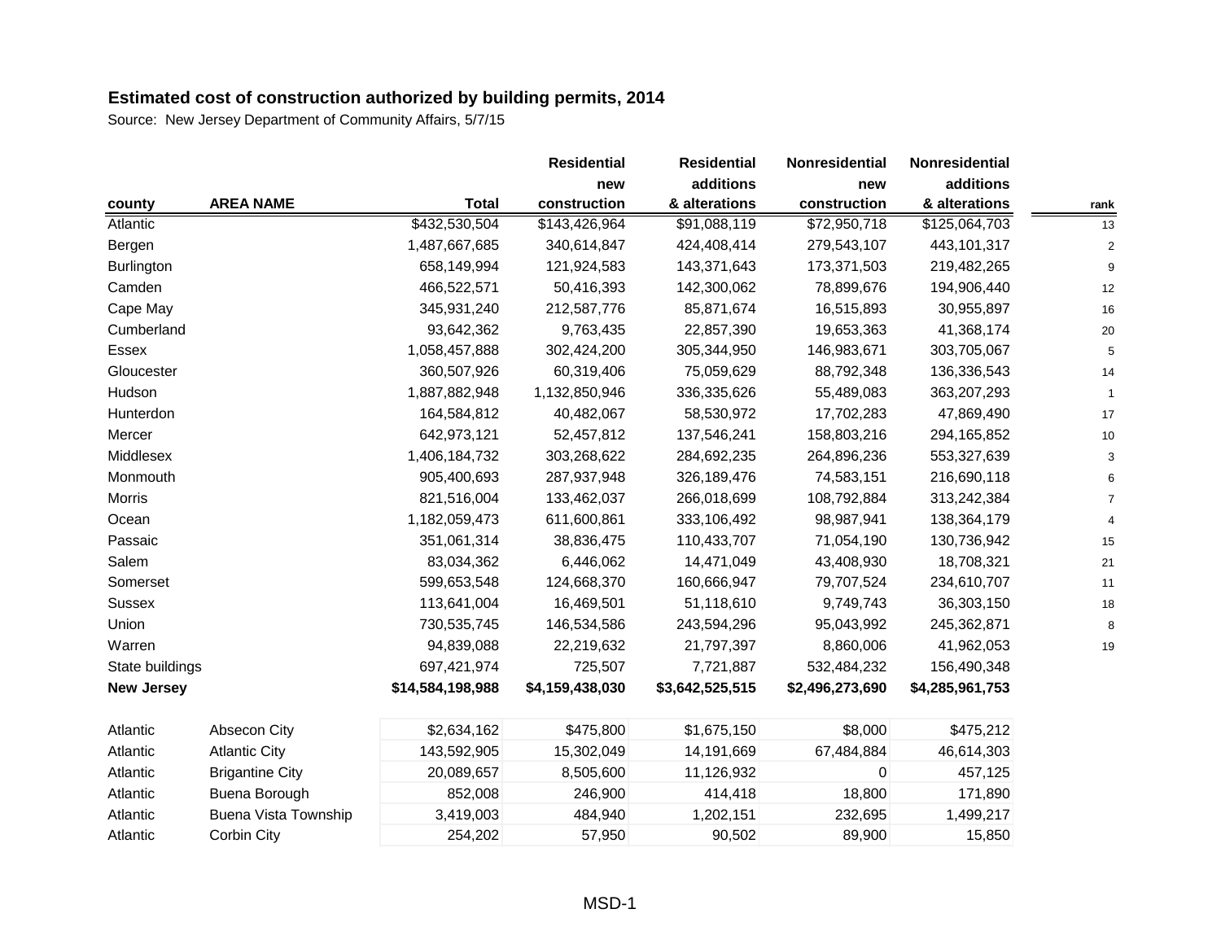## Estimated cost of construction authorized by building permits, 2014

Source: New Jersey Department of Community Affairs, 5/7/15

| county | AREA NAME | Total | Residential new construction | Residential additions & alterations | Nonresidential new construction | Nonresidential additions & alterations | rank |
|---|---|---|---|---|---|---|---|
| Atlantic | | $432,530,504 | $143,426,964 | $91,088,119 | $72,950,718 | $125,064,703 | 13 |
| Bergen | | 1,487,667,685 | 340,614,847 | 424,408,414 | 279,543,107 | 443,101,317 | 2 |
| Burlington | | 658,149,994 | 121,924,583 | 143,371,643 | 173,371,503 | 219,482,265 | 9 |
| Camden | | 466,522,571 | 50,416,393 | 142,300,062 | 78,899,676 | 194,906,440 | 12 |
| Cape May | | 345,931,240 | 212,587,776 | 85,871,674 | 16,515,893 | 30,955,897 | 16 |
| Cumberland | | 93,642,362 | 9,763,435 | 22,857,390 | 19,653,363 | 41,368,174 | 20 |
| Essex | | 1,058,457,888 | 302,424,200 | 305,344,950 | 146,983,671 | 303,705,067 | 5 |
| Gloucester | | 360,507,926 | 60,319,406 | 75,059,629 | 88,792,348 | 136,336,543 | 14 |
| Hudson | | 1,887,882,948 | 1,132,850,946 | 336,335,626 | 55,489,083 | 363,207,293 | 1 |
| Hunterdon | | 164,584,812 | 40,482,067 | 58,530,972 | 17,702,283 | 47,869,490 | 17 |
| Mercer | | 642,973,121 | 52,457,812 | 137,546,241 | 158,803,216 | 294,165,852 | 10 |
| Middlesex | | 1,406,184,732 | 303,268,622 | 284,692,235 | 264,896,236 | 553,327,639 | 3 |
| Monmouth | | 905,400,693 | 287,937,948 | 326,189,476 | 74,583,151 | 216,690,118 | 6 |
| Morris | | 821,516,004 | 133,462,037 | 266,018,699 | 108,792,884 | 313,242,384 | 7 |
| Ocean | | 1,182,059,473 | 611,600,861 | 333,106,492 | 98,987,941 | 138,364,179 | 4 |
| Passaic | | 351,061,314 | 38,836,475 | 110,433,707 | 71,054,190 | 130,736,942 | 15 |
| Salem | | 83,034,362 | 6,446,062 | 14,471,049 | 43,408,930 | 18,708,321 | 21 |
| Somerset | | 599,653,548 | 124,668,370 | 160,666,947 | 79,707,524 | 234,610,707 | 11 |
| Sussex | | 113,641,004 | 16,469,501 | 51,118,610 | 9,749,743 | 36,303,150 | 18 |
| Union | | 730,535,745 | 146,534,586 | 243,594,296 | 95,043,992 | 245,362,871 | 8 |
| Warren | | 94,839,088 | 22,219,632 | 21,797,397 | 8,860,006 | 41,962,053 | 19 |
| State buildings | | 697,421,974 | 725,507 | 7,721,887 | 532,484,232 | 156,490,348 | |
| **New Jersey** | | **$14,584,198,988** | **$4,159,438,030** | **$3,642,525,515** | **$2,496,273,690** | **$4,285,961,753** | |
| | | | | | | | |
| Atlantic | Absecon City | $2,634,162 | $475,800 | $1,675,150 | $8,000 | $475,212 | |
| Atlantic | Atlantic City | 143,592,905 | 15,302,049 | 14,191,669 | 67,484,884 | 46,614,303 | |
| Atlantic | Brigantine City | 20,089,657 | 8,505,600 | 11,126,932 | 0 | 457,125 | |
| Atlantic | Buena Borough | 852,008 | 246,900 | 414,418 | 18,800 | 171,890 | |
| Atlantic | Buena Vista Township | 3,419,003 | 484,940 | 1,202,151 | 232,695 | 1,499,217 | |
| Atlantic | Corbin City | 254,202 | 57,950 | 90,502 | 89,900 | 15,850 | |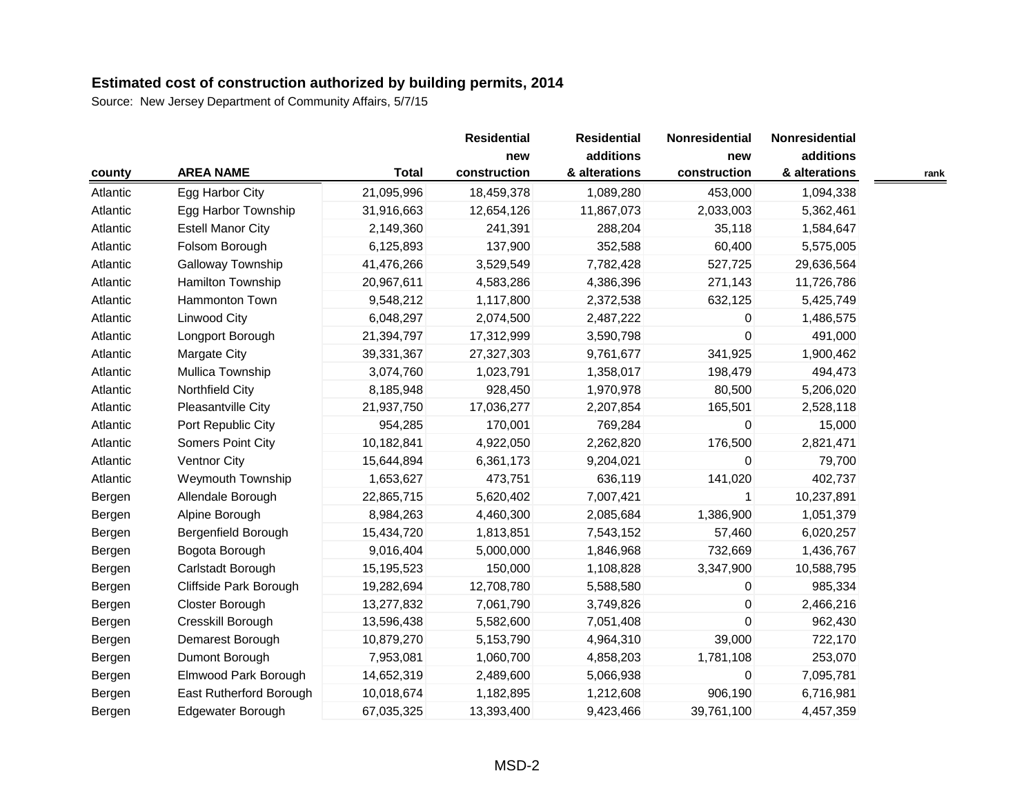## Estimated cost of construction authorized by building permits, 2014

Source: New Jersey Department of Community Affairs, 5/7/15

| county | AREA NAME | Total | Residential new construction | Residential additions & alterations | Nonresidential new construction | Nonresidential additions & alterations | rank |
|---|---|---|---|---|---|---|---|
| Atlantic | Egg Harbor City | 21,095,996 | 18,459,378 | 1,089,280 | 453,000 | 1,094,338 | |
| Atlantic | Egg Harbor Township | 31,916,663 | 12,654,126 | 11,867,073 | 2,033,003 | 5,362,461 | |
| Atlantic | Estell Manor City | 2,149,360 | 241,391 | 288,204 | 35,118 | 1,584,647 | |
| Atlantic | Folsom Borough | 6,125,893 | 137,900 | 352,588 | 60,400 | 5,575,005 | |
| Atlantic | Galloway Township | 41,476,266 | 3,529,549 | 7,782,428 | 527,725 | 29,636,564 | |
| Atlantic | Hamilton Township | 20,967,611 | 4,583,286 | 4,386,396 | 271,143 | 11,726,786 | |
| Atlantic | Hammonton Town | 9,548,212 | 1,117,800 | 2,372,538 | 632,125 | 5,425,749 | |
| Atlantic | Linwood City | 6,048,297 | 2,074,500 | 2,487,222 | 0 | 1,486,575 | |
| Atlantic | Longport Borough | 21,394,797 | 17,312,999 | 3,590,798 | 0 | 491,000 | |
| Atlantic | Margate City | 39,331,367 | 27,327,303 | 9,761,677 | 341,925 | 1,900,462 | |
| Atlantic | Mullica Township | 3,074,760 | 1,023,791 | 1,358,017 | 198,479 | 494,473 | |
| Atlantic | Northfield City | 8,185,948 | 928,450 | 1,970,978 | 80,500 | 5,206,020 | |
| Atlantic | Pleasantville City | 21,937,750 | 17,036,277 | 2,207,854 | 165,501 | 2,528,118 | |
| Atlantic | Port Republic City | 954,285 | 170,001 | 769,284 | 0 | 15,000 | |
| Atlantic | Somers Point City | 10,182,841 | 4,922,050 | 2,262,820 | 176,500 | 2,821,471 | |
| Atlantic | Ventnor City | 15,644,894 | 6,361,173 | 9,204,021 | 0 | 79,700 | |
| Atlantic | Weymouth Township | 1,653,627 | 473,751 | 636,119 | 141,020 | 402,737 | |
| Bergen | Allendale Borough | 22,865,715 | 5,620,402 | 7,007,421 | 1 | 10,237,891 | |
| Bergen | Alpine Borough | 8,984,263 | 4,460,300 | 2,085,684 | 1,386,900 | 1,051,379 | |
| Bergen | Bergenfield Borough | 15,434,720 | 1,813,851 | 7,543,152 | 57,460 | 6,020,257 | |
| Bergen | Bogota Borough | 9,016,404 | 5,000,000 | 1,846,968 | 732,669 | 1,436,767 | |
| Bergen | Carlstadt Borough | 15,195,523 | 150,000 | 1,108,828 | 3,347,900 | 10,588,795 | |
| Bergen | Cliffside Park Borough | 19,282,694 | 12,708,780 | 5,588,580 | 0 | 985,334 | |
| Bergen | Closter Borough | 13,277,832 | 7,061,790 | 3,749,826 | 0 | 2,466,216 | |
| Bergen | Cresskill Borough | 13,596,438 | 5,582,600 | 7,051,408 | 0 | 962,430 | |
| Bergen | Demarest Borough | 10,879,270 | 5,153,790 | 4,964,310 | 39,000 | 722,170 | |
| Bergen | Dumont Borough | 7,953,081 | 1,060,700 | 4,858,203 | 1,781,108 | 253,070 | |
| Bergen | Elmwood Park Borough | 14,652,319 | 2,489,600 | 5,066,938 | 0 | 7,095,781 | |
| Bergen | East Rutherford Borough | 10,018,674 | 1,182,895 | 1,212,608 | 906,190 | 6,716,981 | |
| Bergen | Edgewater Borough | 67,035,325 | 13,393,400 | 9,423,466 | 39,761,100 | 4,457,359 | |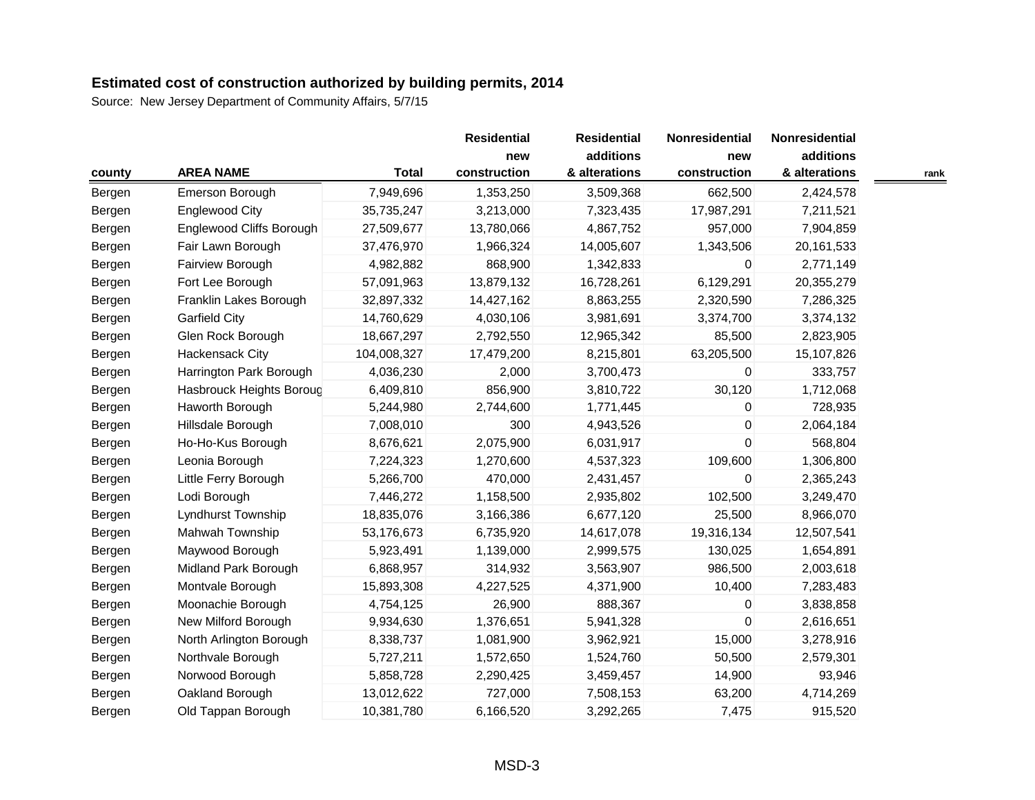## Estimated cost of construction authorized by building permits, 2014

Source: New Jersey Department of Community Affairs, 5/7/15

| county | AREA NAME | Total | Residential new construction | Residential additions & alterations | Nonresidential new construction | Nonresidential additions & alterations | rank |
|---|---|---|---|---|---|---|---|
| Bergen | Emerson Borough | 7,949,696 | 1,353,250 | 3,509,368 | 662,500 | 2,424,578 | |
| Bergen | Englewood City | 35,735,247 | 3,213,000 | 7,323,435 | 17,987,291 | 7,211,521 | |
| Bergen | Englewood Cliffs Borough | 27,509,677 | 13,780,066 | 4,867,752 | 957,000 | 7,904,859 | |
| Bergen | Fair Lawn Borough | 37,476,970 | 1,966,324 | 14,005,607 | 1,343,506 | 20,161,533 | |
| Bergen | Fairview Borough | 4,982,882 | 868,900 | 1,342,833 | 0 | 2,771,149 | |
| Bergen | Fort Lee Borough | 57,091,963 | 13,879,132 | 16,728,261 | 6,129,291 | 20,355,279 | |
| Bergen | Franklin Lakes Borough | 32,897,332 | 14,427,162 | 8,863,255 | 2,320,590 | 7,286,325 | |
| Bergen | Garfield City | 14,760,629 | 4,030,106 | 3,981,691 | 3,374,700 | 3,374,132 | |
| Bergen | Glen Rock Borough | 18,667,297 | 2,792,550 | 12,965,342 | 85,500 | 2,823,905 | |
| Bergen | Hackensack City | 104,008,327 | 17,479,200 | 8,215,801 | 63,205,500 | 15,107,826 | |
| Bergen | Harrington Park Borough | 4,036,230 | 2,000 | 3,700,473 | 0 | 333,757 | |
| Bergen | Hasbrouck Heights Boroug | 6,409,810 | 856,900 | 3,810,722 | 30,120 | 1,712,068 | |
| Bergen | Haworth Borough | 5,244,980 | 2,744,600 | 1,771,445 | 0 | 728,935 | |
| Bergen | Hillsdale Borough | 7,008,010 | 300 | 4,943,526 | 0 | 2,064,184 | |
| Bergen | Ho-Ho-Kus Borough | 8,676,621 | 2,075,900 | 6,031,917 | 0 | 568,804 | |
| Bergen | Leonia Borough | 7,224,323 | 1,270,600 | 4,537,323 | 109,600 | 1,306,800 | |
| Bergen | Little Ferry Borough | 5,266,700 | 470,000 | 2,431,457 | 0 | 2,365,243 | |
| Bergen | Lodi Borough | 7,446,272 | 1,158,500 | 2,935,802 | 102,500 | 3,249,470 | |
| Bergen | Lyndhurst Township | 18,835,076 | 3,166,386 | 6,677,120 | 25,500 | 8,966,070 | |
| Bergen | Mahwah Township | 53,176,673 | 6,735,920 | 14,617,078 | 19,316,134 | 12,507,541 | |
| Bergen | Maywood Borough | 5,923,491 | 1,139,000 | 2,999,575 | 130,025 | 1,654,891 | |
| Bergen | Midland Park Borough | 6,868,957 | 314,932 | 3,563,907 | 986,500 | 2,003,618 | |
| Bergen | Montvale Borough | 15,893,308 | 4,227,525 | 4,371,900 | 10,400 | 7,283,483 | |
| Bergen | Moonachie Borough | 4,754,125 | 26,900 | 888,367 | 0 | 3,838,858 | |
| Bergen | New Milford Borough | 9,934,630 | 1,376,651 | 5,941,328 | 0 | 2,616,651 | |
| Bergen | North Arlington Borough | 8,338,737 | 1,081,900 | 3,962,921 | 15,000 | 3,278,916 | |
| Bergen | Northvale Borough | 5,727,211 | 1,572,650 | 1,524,760 | 50,500 | 2,579,301 | |
| Bergen | Norwood Borough | 5,858,728 | 2,290,425 | 3,459,457 | 14,900 | 93,946 | |
| Bergen | Oakland Borough | 13,012,622 | 727,000 | 7,508,153 | 63,200 | 4,714,269 | |
| Bergen | Old Tappan Borough | 10,381,780 | 6,166,520 | 3,292,265 | 7,475 | 915,520 | |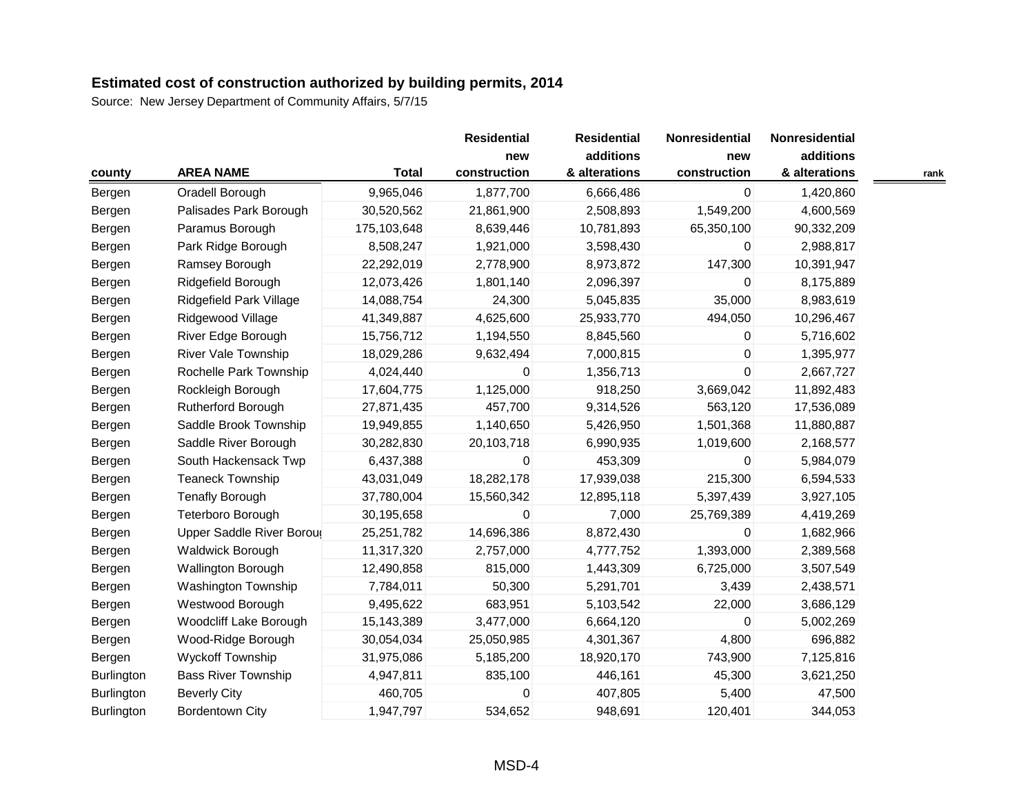## Estimated cost of construction authorized by building permits, 2014

Source: New Jersey Department of Community Affairs, 5/7/15

| county | AREA NAME | Total | Residential new construction | Residential additions & alterations | Nonresidential new construction | Nonresidential additions & alterations | rank |
|---|---|---|---|---|---|---|---|
| Bergen | Oradell Borough | 9,965,046 | 1,877,700 | 6,666,486 | 0 | 1,420,860 | |
| Bergen | Palisades Park Borough | 30,520,562 | 21,861,900 | 2,508,893 | 1,549,200 | 4,600,569 | |
| Bergen | Paramus Borough | 175,103,648 | 8,639,446 | 10,781,893 | 65,350,100 | 90,332,209 | |
| Bergen | Park Ridge Borough | 8,508,247 | 1,921,000 | 3,598,430 | 0 | 2,988,817 | |
| Bergen | Ramsey Borough | 22,292,019 | 2,778,900 | 8,973,872 | 147,300 | 10,391,947 | |
| Bergen | Ridgefield Borough | 12,073,426 | 1,801,140 | 2,096,397 | 0 | 8,175,889 | |
| Bergen | Ridgefield Park Village | 14,088,754 | 24,300 | 5,045,835 | 35,000 | 8,983,619 | |
| Bergen | Ridgewood Village | 41,349,887 | 4,625,600 | 25,933,770 | 494,050 | 10,296,467 | |
| Bergen | River Edge Borough | 15,756,712 | 1,194,550 | 8,845,560 | 0 | 5,716,602 | |
| Bergen | River Vale Township | 18,029,286 | 9,632,494 | 7,000,815 | 0 | 1,395,977 | |
| Bergen | Rochelle Park Township | 4,024,440 | 0 | 1,356,713 | 0 | 2,667,727 | |
| Bergen | Rockleigh Borough | 17,604,775 | 1,125,000 | 918,250 | 3,669,042 | 11,892,483 | |
| Bergen | Rutherford Borough | 27,871,435 | 457,700 | 9,314,526 | 563,120 | 17,536,089 | |
| Bergen | Saddle Brook Township | 19,949,855 | 1,140,650 | 5,426,950 | 1,501,368 | 11,880,887 | |
| Bergen | Saddle River Borough | 30,282,830 | 20,103,718 | 6,990,935 | 1,019,600 | 2,168,577 | |
| Bergen | South Hackensack Twp | 6,437,388 | 0 | 453,309 | 0 | 5,984,079 | |
| Bergen | Teaneck Township | 43,031,049 | 18,282,178 | 17,939,038 | 215,300 | 6,594,533 | |
| Bergen | Tenafly Borough | 37,780,004 | 15,560,342 | 12,895,118 | 5,397,439 | 3,927,105 | |
| Bergen | Teterboro Borough | 30,195,658 | 0 | 7,000 | 25,769,389 | 4,419,269 | |
| Bergen | Upper Saddle River Boroug | 25,251,782 | 14,696,386 | 8,872,430 | 0 | 1,682,966 | |
| Bergen | Waldwick Borough | 11,317,320 | 2,757,000 | 4,777,752 | 1,393,000 | 2,389,568 | |
| Bergen | Wallington Borough | 12,490,858 | 815,000 | 1,443,309 | 6,725,000 | 3,507,549 | |
| Bergen | Washington Township | 7,784,011 | 50,300 | 5,291,701 | 3,439 | 2,438,571 | |
| Bergen | Westwood Borough | 9,495,622 | 683,951 | 5,103,542 | 22,000 | 3,686,129 | |
| Bergen | Woodcliff Lake Borough | 15,143,389 | 3,477,000 | 6,664,120 | 0 | 5,002,269 | |
| Bergen | Wood-Ridge Borough | 30,054,034 | 25,050,985 | 4,301,367 | 4,800 | 696,882 | |
| Bergen | Wyckoff Township | 31,975,086 | 5,185,200 | 18,920,170 | 743,900 | 7,125,816 | |
| Burlington | Bass River Township | 4,947,811 | 835,100 | 446,161 | 45,300 | 3,621,250 | |
| Burlington | Beverly City | 460,705 | 0 | 407,805 | 5,400 | 47,500 | |
| Burlington | Bordentown City | 1,947,797 | 534,652 | 948,691 | 120,401 | 344,053 | |

MSD-4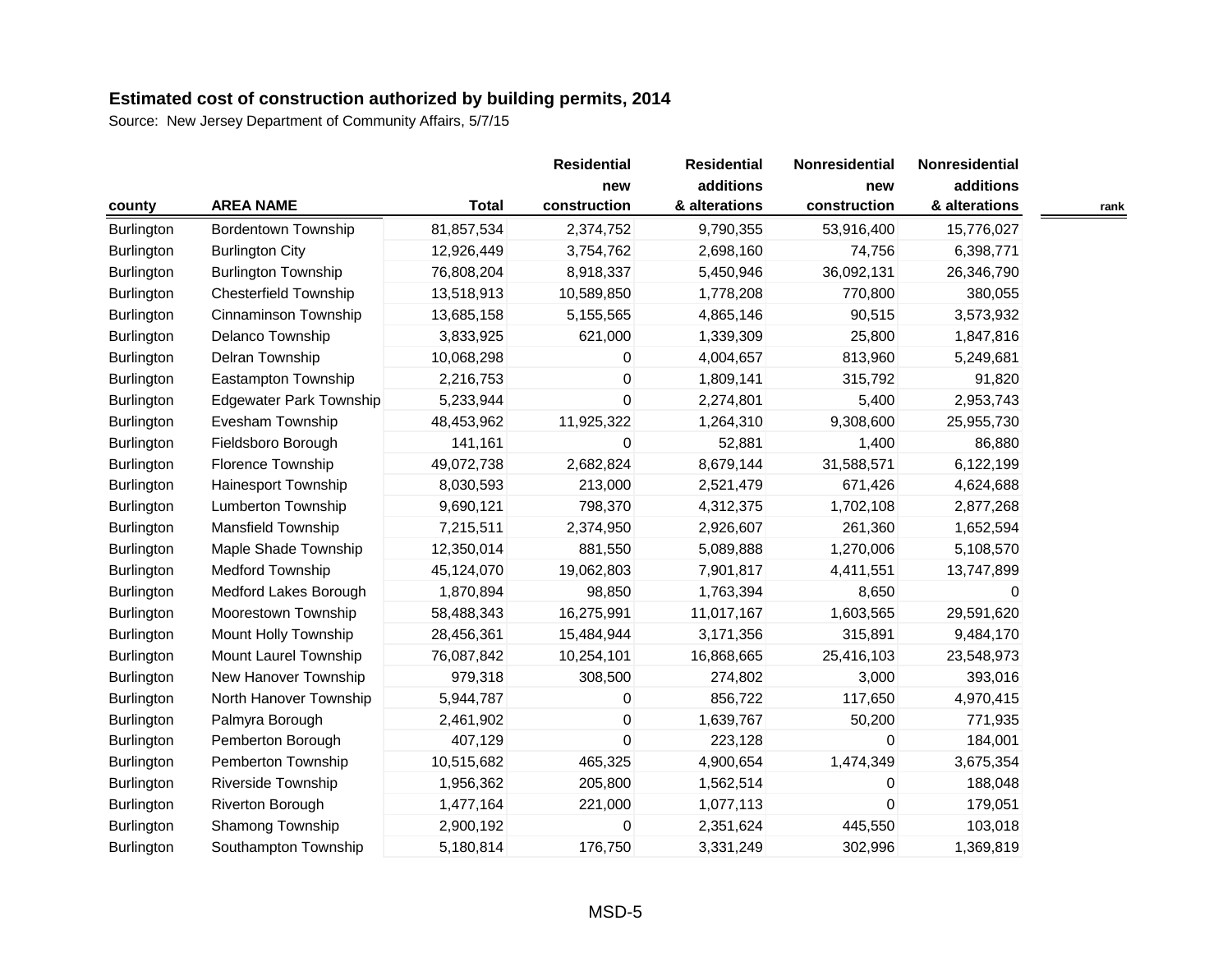## Estimated cost of construction authorized by building permits, 2014

Source: New Jersey Department of Community Affairs, 5/7/15

| county | AREA NAME | Total | Residential new construction | Residential additions & alterations | Nonresidential new construction | Nonresidential additions & alterations | rank |
|---|---|---|---|---|---|---|---|
| Burlington | Bordentown Township | 81,857,534 | 2,374,752 | 9,790,355 | 53,916,400 | 15,776,027 | |
| Burlington | Burlington City | 12,926,449 | 3,754,762 | 2,698,160 | 74,756 | 6,398,771 | |
| Burlington | Burlington Township | 76,808,204 | 8,918,337 | 5,450,946 | 36,092,131 | 26,346,790 | |
| Burlington | Chesterfield Township | 13,518,913 | 10,589,850 | 1,778,208 | 770,800 | 380,055 | |
| Burlington | Cinnaminson Township | 13,685,158 | 5,155,565 | 4,865,146 | 90,515 | 3,573,932 | |
| Burlington | Delanco Township | 3,833,925 | 621,000 | 1,339,309 | 25,800 | 1,847,816 | |
| Burlington | Delran Township | 10,068,298 | 0 | 4,004,657 | 813,960 | 5,249,681 | |
| Burlington | Eastampton Township | 2,216,753 | 0 | 1,809,141 | 315,792 | 91,820 | |
| Burlington | Edgewater Park Township | 5,233,944 | 0 | 2,274,801 | 5,400 | 2,953,743 | |
| Burlington | Evesham Township | 48,453,962 | 11,925,322 | 1,264,310 | 9,308,600 | 25,955,730 | |
| Burlington | Fieldsboro Borough | 141,161 | 0 | 52,881 | 1,400 | 86,880 | |
| Burlington | Florence Township | 49,072,738 | 2,682,824 | 8,679,144 | 31,588,571 | 6,122,199 | |
| Burlington | Hainesport Township | 8,030,593 | 213,000 | 2,521,479 | 671,426 | 4,624,688 | |
| Burlington | Lumberton Township | 9,690,121 | 798,370 | 4,312,375 | 1,702,108 | 2,877,268 | |
| Burlington | Mansfield Township | 7,215,511 | 2,374,950 | 2,926,607 | 261,360 | 1,652,594 | |
| Burlington | Maple Shade Township | 12,350,014 | 881,550 | 5,089,888 | 1,270,006 | 5,108,570 | |
| Burlington | Medford Township | 45,124,070 | 19,062,803 | 7,901,817 | 4,411,551 | 13,747,899 | |
| Burlington | Medford Lakes Borough | 1,870,894 | 98,850 | 1,763,394 | 8,650 | 0 | |
| Burlington | Moorestown Township | 58,488,343 | 16,275,991 | 11,017,167 | 1,603,565 | 29,591,620 | |
| Burlington | Mount Holly Township | 28,456,361 | 15,484,944 | 3,171,356 | 315,891 | 9,484,170 | |
| Burlington | Mount Laurel Township | 76,087,842 | 10,254,101 | 16,868,665 | 25,416,103 | 23,548,973 | |
| Burlington | New Hanover Township | 979,318 | 308,500 | 274,802 | 3,000 | 393,016 | |
| Burlington | North Hanover Township | 5,944,787 | 0 | 856,722 | 117,650 | 4,970,415 | |
| Burlington | Palmyra Borough | 2,461,902 | 0 | 1,639,767 | 50,200 | 771,935 | |
| Burlington | Pemberton Borough | 407,129 | 0 | 223,128 | 0 | 184,001 | |
| Burlington | Pemberton Township | 10,515,682 | 465,325 | 4,900,654 | 1,474,349 | 3,675,354 | |
| Burlington | Riverside Township | 1,956,362 | 205,800 | 1,562,514 | 0 | 188,048 | |
| Burlington | Riverton Borough | 1,477,164 | 221,000 | 1,077,113 | 0 | 179,051 | |
| Burlington | Shamong Township | 2,900,192 | 0 | 2,351,624 | 445,550 | 103,018 | |
| Burlington | Southampton Township | 5,180,814 | 176,750 | 3,331,249 | 302,996 | 1,369,819 | |

MSD-5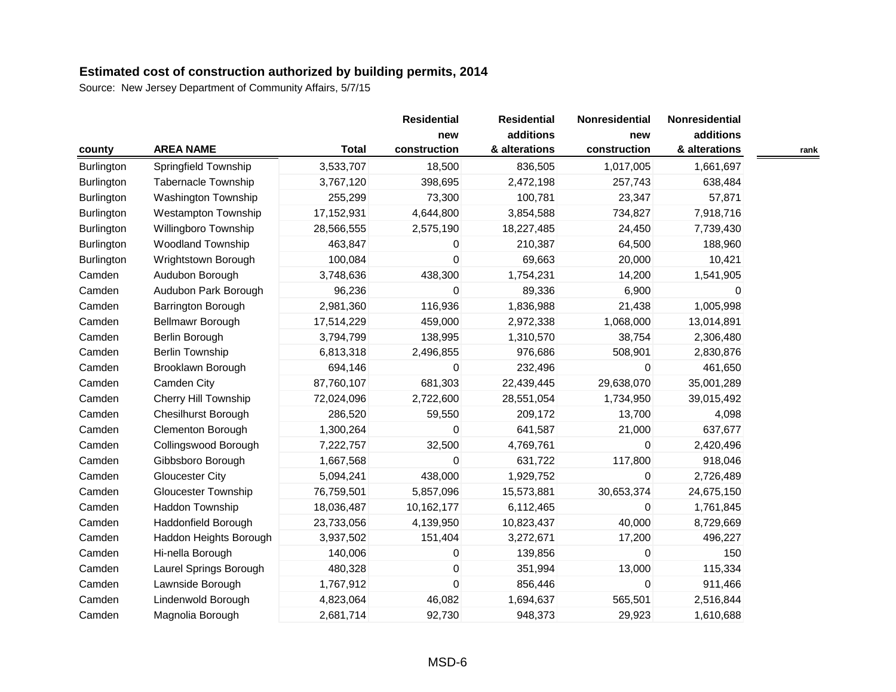## Estimated cost of construction authorized by building permits, 2014

Source: New Jersey Department of Community Affairs, 5/7/15

| county | AREA NAME | Total | Residential new construction | Residential additions & alterations | Nonresidential new construction | Nonresidential additions & alterations | rank |
|---|---|---|---|---|---|---|---|
| Burlington | Springfield Township | 3,533,707 | 18,500 | 836,505 | 1,017,005 | 1,661,697 | |
| Burlington | Tabernacle Township | 3,767,120 | 398,695 | 2,472,198 | 257,743 | 638,484 | |
| Burlington | Washington Township | 255,299 | 73,300 | 100,781 | 23,347 | 57,871 | |
| Burlington | Westampton Township | 17,152,931 | 4,644,800 | 3,854,588 | 734,827 | 7,918,716 | |
| Burlington | Willingboro Township | 28,566,555 | 2,575,190 | 18,227,485 | 24,450 | 7,739,430 | |
| Burlington | Woodland Township | 463,847 | 0 | 210,387 | 64,500 | 188,960 | |
| Burlington | Wrightstown Borough | 100,084 | 0 | 69,663 | 20,000 | 10,421 | |
| Camden | Audubon Borough | 3,748,636 | 438,300 | 1,754,231 | 14,200 | 1,541,905 | |
| Camden | Audubon Park Borough | 96,236 | 0 | 89,336 | 6,900 | 0 | |
| Camden | Barrington Borough | 2,981,360 | 116,936 | 1,836,988 | 21,438 | 1,005,998 | |
| Camden | Bellmawr Borough | 17,514,229 | 459,000 | 2,972,338 | 1,068,000 | 13,014,891 | |
| Camden | Berlin Borough | 3,794,799 | 138,995 | 1,310,570 | 38,754 | 2,306,480 | |
| Camden | Berlin Township | 6,813,318 | 2,496,855 | 976,686 | 508,901 | 2,830,876 | |
| Camden | Brooklawn Borough | 694,146 | 0 | 232,496 | 0 | 461,650 | |
| Camden | Camden City | 87,760,107 | 681,303 | 22,439,445 | 29,638,070 | 35,001,289 | |
| Camden | Cherry Hill Township | 72,024,096 | 2,722,600 | 28,551,054 | 1,734,950 | 39,015,492 | |
| Camden | Chesilhurst Borough | 286,520 | 59,550 | 209,172 | 13,700 | 4,098 | |
| Camden | Clementon Borough | 1,300,264 | 0 | 641,587 | 21,000 | 637,677 | |
| Camden | Collingswood Borough | 7,222,757 | 32,500 | 4,769,761 | 0 | 2,420,496 | |
| Camden | Gibbsboro Borough | 1,667,568 | 0 | 631,722 | 117,800 | 918,046 | |
| Camden | Gloucester City | 5,094,241 | 438,000 | 1,929,752 | 0 | 2,726,489 | |
| Camden | Gloucester Township | 76,759,501 | 5,857,096 | 15,573,881 | 30,653,374 | 24,675,150 | |
| Camden | Haddon Township | 18,036,487 | 10,162,177 | 6,112,465 | 0 | 1,761,845 | |
| Camden | Haddonfield Borough | 23,733,056 | 4,139,950 | 10,823,437 | 40,000 | 8,729,669 | |
| Camden | Haddon Heights Borough | 3,937,502 | 151,404 | 3,272,671 | 17,200 | 496,227 | |
| Camden | Hi-nella Borough | 140,006 | 0 | 139,856 | 0 | 150 | |
| Camden | Laurel Springs Borough | 480,328 | 0 | 351,994 | 13,000 | 115,334 | |
| Camden | Lawnside Borough | 1,767,912 | 0 | 856,446 | 0 | 911,466 | |
| Camden | Lindenwold Borough | 4,823,064 | 46,082 | 1,694,637 | 565,501 | 2,516,844 | |
| Camden | Magnolia Borough | 2,681,714 | 92,730 | 948,373 | 29,923 | 1,610,688 | |

MSD-6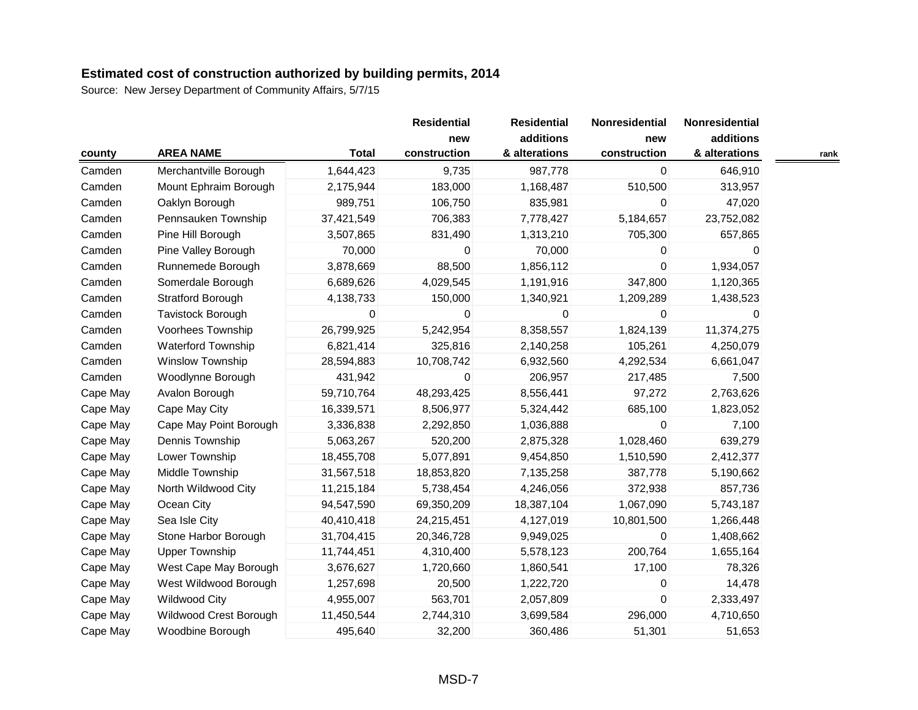**Estimated cost of construction authorized by building permits, 2014**

Source: New Jersey Department of Community Affairs, 5/7/15

| county | AREA NAME | Total | Residential new construction | Residential additions & alterations | Nonresidential new construction | Nonresidential additions & alterations | rank |
|---|---|---|---|---|---|---|---|
| Camden | Merchantville Borough | 1,644,423 | 9,735 | 987,778 | 0 | 646,910 | |
| Camden | Mount Ephraim Borough | 2,175,944 | 183,000 | 1,168,487 | 510,500 | 313,957 | |
| Camden | Oaklyn Borough | 989,751 | 106,750 | 835,981 | 0 | 47,020 | |
| Camden | Pennsauken Township | 37,421,549 | 706,383 | 7,778,427 | 5,184,657 | 23,752,082 | |
| Camden | Pine Hill Borough | 3,507,865 | 831,490 | 1,313,210 | 705,300 | 657,865 | |
| Camden | Pine Valley Borough | 70,000 | 0 | 70,000 | 0 | 0 | |
| Camden | Runnemede Borough | 3,878,669 | 88,500 | 1,856,112 | 0 | 1,934,057 | |
| Camden | Somerdale Borough | 6,689,626 | 4,029,545 | 1,191,916 | 347,800 | 1,120,365 | |
| Camden | Stratford Borough | 4,138,733 | 150,000 | 1,340,921 | 1,209,289 | 1,438,523 | |
| Camden | Tavistock Borough | 0 | 0 | 0 | 0 | 0 | |
| Camden | Voorhees Township | 26,799,925 | 5,242,954 | 8,358,557 | 1,824,139 | 11,374,275 | |
| Camden | Waterford Township | 6,821,414 | 325,816 | 2,140,258 | 105,261 | 4,250,079 | |
| Camden | Winslow Township | 28,594,883 | 10,708,742 | 6,932,560 | 4,292,534 | 6,661,047 | |
| Camden | Woodlynne Borough | 431,942 | 0 | 206,957 | 217,485 | 7,500 | |
| Cape May | Avalon Borough | 59,710,764 | 48,293,425 | 8,556,441 | 97,272 | 2,763,626 | |
| Cape May | Cape May City | 16,339,571 | 8,506,977 | 5,324,442 | 685,100 | 1,823,052 | |
| Cape May | Cape May Point Borough | 3,336,838 | 2,292,850 | 1,036,888 | 0 | 7,100 | |
| Cape May | Dennis Township | 5,063,267 | 520,200 | 2,875,328 | 1,028,460 | 639,279 | |
| Cape May | Lower Township | 18,455,708 | 5,077,891 | 9,454,850 | 1,510,590 | 2,412,377 | |
| Cape May | Middle Township | 31,567,518 | 18,853,820 | 7,135,258 | 387,778 | 5,190,662 | |
| Cape May | North Wildwood City | 11,215,184 | 5,738,454 | 4,246,056 | 372,938 | 857,736 | |
| Cape May | Ocean City | 94,547,590 | 69,350,209 | 18,387,104 | 1,067,090 | 5,743,187 | |
| Cape May | Sea Isle City | 40,410,418 | 24,215,451 | 4,127,019 | 10,801,500 | 1,266,448 | |
| Cape May | Stone Harbor Borough | 31,704,415 | 20,346,728 | 9,949,025 | 0 | 1,408,662 | |
| Cape May | Upper Township | 11,744,451 | 4,310,400 | 5,578,123 | 200,764 | 1,655,164 | |
| Cape May | West Cape May Borough | 3,676,627 | 1,720,660 | 1,860,541 | 17,100 | 78,326 | |
| Cape May | West Wildwood Borough | 1,257,698 | 20,500 | 1,222,720 | 0 | 14,478 | |
| Cape May | Wildwood City | 4,955,007 | 563,701 | 2,057,809 | 0 | 2,333,497 | |
| Cape May | Wildwood Crest Borough | 11,450,544 | 2,744,310 | 3,699,584 | 296,000 | 4,710,650 | |
| Cape May | Woodbine Borough | 495,640 | 32,200 | 360,486 | 51,301 | 51,653 | |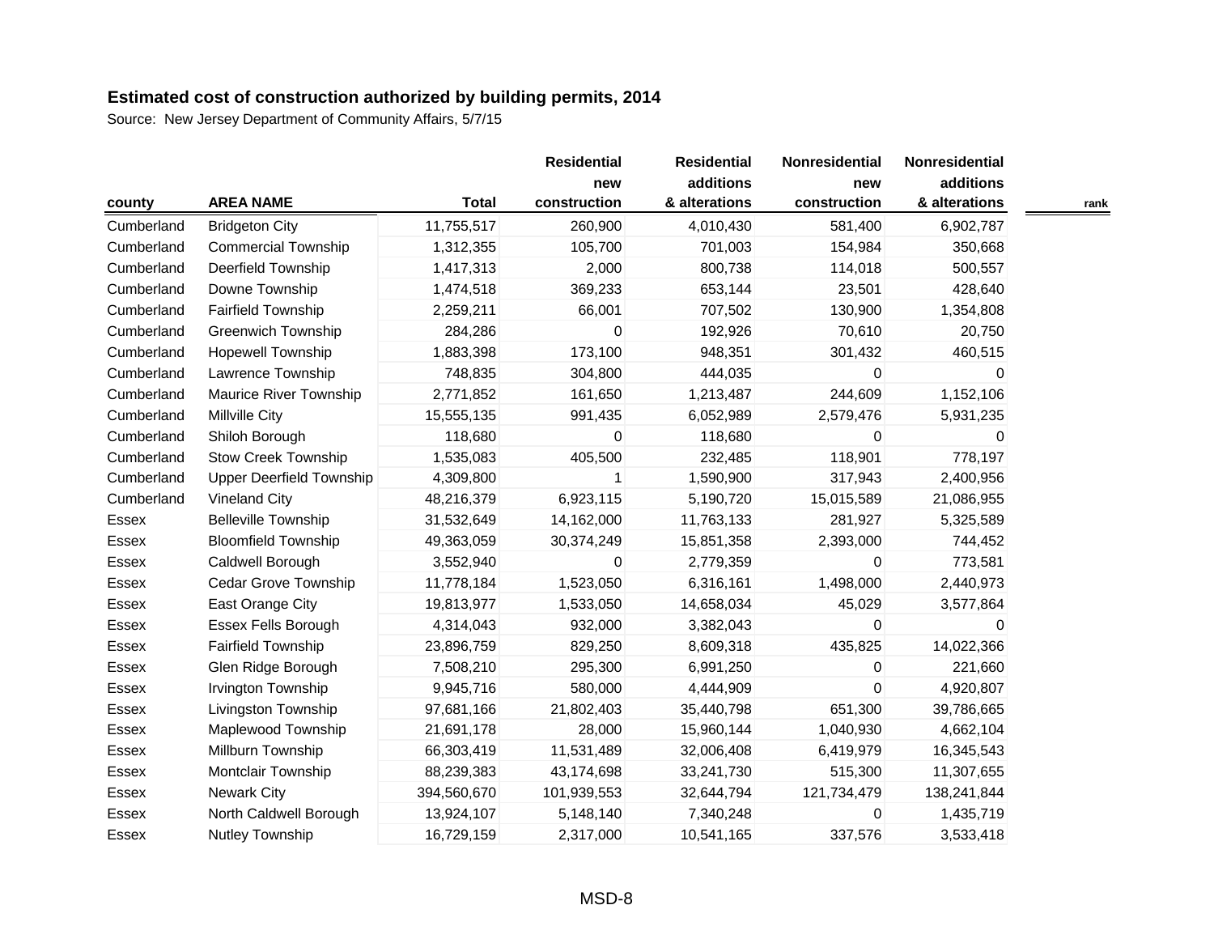## Estimated cost of construction authorized by building permits, 2014

Source: New Jersey Department of Community Affairs, 5/7/15

| county | AREA NAME | Total | Residential new construction | Residential additions & alterations | Nonresidential new construction | Nonresidential additions & alterations | rank |
|---|---|---|---|---|---|---|---|
| Cumberland | Bridgeton City | 11,755,517 | 260,900 | 4,010,430 | 581,400 | 6,902,787 | |
| Cumberland | Commercial Township | 1,312,355 | 105,700 | 701,003 | 154,984 | 350,668 | |
| Cumberland | Deerfield Township | 1,417,313 | 2,000 | 800,738 | 114,018 | 500,557 | |
| Cumberland | Downe Township | 1,474,518 | 369,233 | 653,144 | 23,501 | 428,640 | |
| Cumberland | Fairfield Township | 2,259,211 | 66,001 | 707,502 | 130,900 | 1,354,808 | |
| Cumberland | Greenwich Township | 284,286 | 0 | 192,926 | 70,610 | 20,750 | |
| Cumberland | Hopewell Township | 1,883,398 | 173,100 | 948,351 | 301,432 | 460,515 | |
| Cumberland | Lawrence Township | 748,835 | 304,800 | 444,035 | 0 | 0 | |
| Cumberland | Maurice River Township | 2,771,852 | 161,650 | 1,213,487 | 244,609 | 1,152,106 | |
| Cumberland | Millville City | 15,555,135 | 991,435 | 6,052,989 | 2,579,476 | 5,931,235 | |
| Cumberland | Shiloh Borough | 118,680 | 0 | 118,680 | 0 | 0 | |
| Cumberland | Stow Creek Township | 1,535,083 | 405,500 | 232,485 | 118,901 | 778,197 | |
| Cumberland | Upper Deerfield Township | 4,309,800 | 1 | 1,590,900 | 317,943 | 2,400,956 | |
| Cumberland | Vineland City | 48,216,379 | 6,923,115 | 5,190,720 | 15,015,589 | 21,086,955 | |
| Essex | Belleville Township | 31,532,649 | 14,162,000 | 11,763,133 | 281,927 | 5,325,589 | |
| Essex | Bloomfield Township | 49,363,059 | 30,374,249 | 15,851,358 | 2,393,000 | 744,452 | |
| Essex | Caldwell Borough | 3,552,940 | 0 | 2,779,359 | 0 | 773,581 | |
| Essex | Cedar Grove Township | 11,778,184 | 1,523,050 | 6,316,161 | 1,498,000 | 2,440,973 | |
| Essex | East Orange City | 19,813,977 | 1,533,050 | 14,658,034 | 45,029 | 3,577,864 | |
| Essex | Essex Fells Borough | 4,314,043 | 932,000 | 3,382,043 | 0 | 0 | |
| Essex | Fairfield Township | 23,896,759 | 829,250 | 8,609,318 | 435,825 | 14,022,366 | |
| Essex | Glen Ridge Borough | 7,508,210 | 295,300 | 6,991,250 | 0 | 221,660 | |
| Essex | Irvington Township | 9,945,716 | 580,000 | 4,444,909 | 0 | 4,920,807 | |
| Essex | Livingston Township | 97,681,166 | 21,802,403 | 35,440,798 | 651,300 | 39,786,665 | |
| Essex | Maplewood Township | 21,691,178 | 28,000 | 15,960,144 | 1,040,930 | 4,662,104 | |
| Essex | Millburn Township | 66,303,419 | 11,531,489 | 32,006,408 | 6,419,979 | 16,345,543 | |
| Essex | Montclair Township | 88,239,383 | 43,174,698 | 33,241,730 | 515,300 | 11,307,655 | |
| Essex | Newark City | 394,560,670 | 101,939,553 | 32,644,794 | 121,734,479 | 138,241,844 | |
| Essex | North Caldwell Borough | 13,924,107 | 5,148,140 | 7,340,248 | 0 | 1,435,719 | |
| Essex | Nutley Township | 16,729,159 | 2,317,000 | 10,541,165 | 337,576 | 3,533,418 | |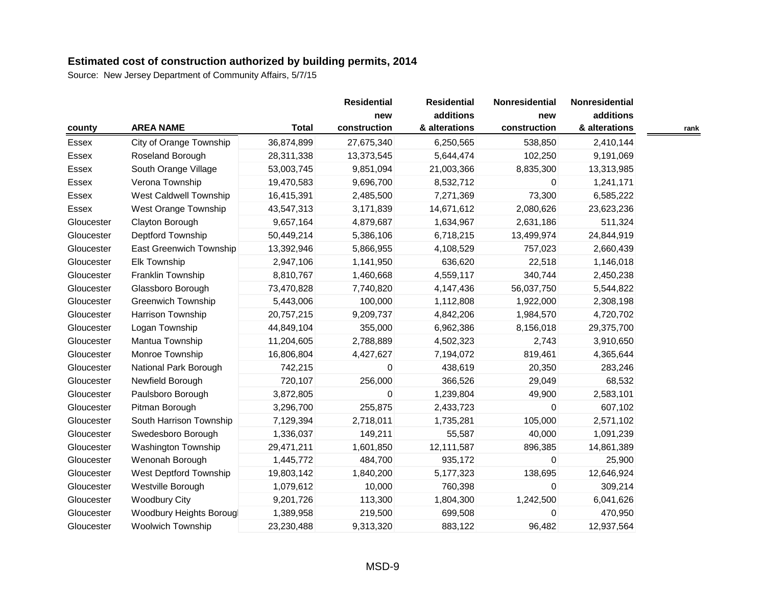# Estimated cost of construction authorized by building permits, 2014

Source: New Jersey Department of Community Affairs, 5/7/15

| county | AREA NAME | Total | Residential new construction | Residential additions & alterations | Nonresidential new construction | Nonresidential additions & alterations | rank |
|---|---|---|---|---|---|---|---|
| Essex | City of Orange Township | 36,874,899 | 27,675,340 | 6,250,565 | 538,850 | 2,410,144 | |
| Essex | Roseland Borough | 28,311,338 | 13,373,545 | 5,644,474 | 102,250 | 9,191,069 | |
| Essex | South Orange Village | 53,003,745 | 9,851,094 | 21,003,366 | 8,835,300 | 13,313,985 | |
| Essex | Verona Township | 19,470,583 | 9,696,700 | 8,532,712 | 0 | 1,241,171 | |
| Essex | West Caldwell Township | 16,415,391 | 2,485,500 | 7,271,369 | 73,300 | 6,585,222 | |
| Essex | West Orange Township | 43,547,313 | 3,171,839 | 14,671,612 | 2,080,626 | 23,623,236 | |
| Gloucester | Clayton Borough | 9,657,164 | 4,879,687 | 1,634,967 | 2,631,186 | 511,324 | |
| Gloucester | Deptford Township | 50,449,214 | 5,386,106 | 6,718,215 | 13,499,974 | 24,844,919 | |
| Gloucester | East Greenwich Township | 13,392,946 | 5,866,955 | 4,108,529 | 757,023 | 2,660,439 | |
| Gloucester | Elk Township | 2,947,106 | 1,141,950 | 636,620 | 22,518 | 1,146,018 | |
| Gloucester | Franklin Township | 8,810,767 | 1,460,668 | 4,559,117 | 340,744 | 2,450,238 | |
| Gloucester | Glassboro Borough | 73,470,828 | 7,740,820 | 4,147,436 | 56,037,750 | 5,544,822 | |
| Gloucester | Greenwich Township | 5,443,006 | 100,000 | 1,112,808 | 1,922,000 | 2,308,198 | |
| Gloucester | Harrison Township | 20,757,215 | 9,209,737 | 4,842,206 | 1,984,570 | 4,720,702 | |
| Gloucester | Logan Township | 44,849,104 | 355,000 | 6,962,386 | 8,156,018 | 29,375,700 | |
| Gloucester | Mantua Township | 11,204,605 | 2,788,889 | 4,502,323 | 2,743 | 3,910,650 | |
| Gloucester | Monroe Township | 16,806,804 | 4,427,627 | 7,194,072 | 819,461 | 4,365,644 | |
| Gloucester | National Park Borough | 742,215 | 0 | 438,619 | 20,350 | 283,246 | |
| Gloucester | Newfield Borough | 720,107 | 256,000 | 366,526 | 29,049 | 68,532 | |
| Gloucester | Paulsboro Borough | 3,872,805 | 0 | 1,239,804 | 49,900 | 2,583,101 | |
| Gloucester | Pitman Borough | 3,296,700 | 255,875 | 2,433,723 | 0 | 607,102 | |
| Gloucester | South Harrison Township | 7,129,394 | 2,718,011 | 1,735,281 | 105,000 | 2,571,102 | |
| Gloucester | Swedesboro Borough | 1,336,037 | 149,211 | 55,587 | 40,000 | 1,091,239 | |
| Gloucester | Washington Township | 29,471,211 | 1,601,850 | 12,111,587 | 896,385 | 14,861,389 | |
| Gloucester | Wenonah Borough | 1,445,772 | 484,700 | 935,172 | 0 | 25,900 | |
| Gloucester | West Deptford Township | 19,803,142 | 1,840,200 | 5,177,323 | 138,695 | 12,646,924 | |
| Gloucester | Westville Borough | 1,079,612 | 10,000 | 760,398 | 0 | 309,214 | |
| Gloucester | Woodbury City | 9,201,726 | 113,300 | 1,804,300 | 1,242,500 | 6,041,626 | |
| Gloucester | Woodbury Heights Borough | 1,389,958 | 219,500 | 699,508 | 0 | 470,950 | |
| Gloucester | Woolwich Township | 23,230,488 | 9,313,320 | 883,122 | 96,482 | 12,937,564 | |

MSD-9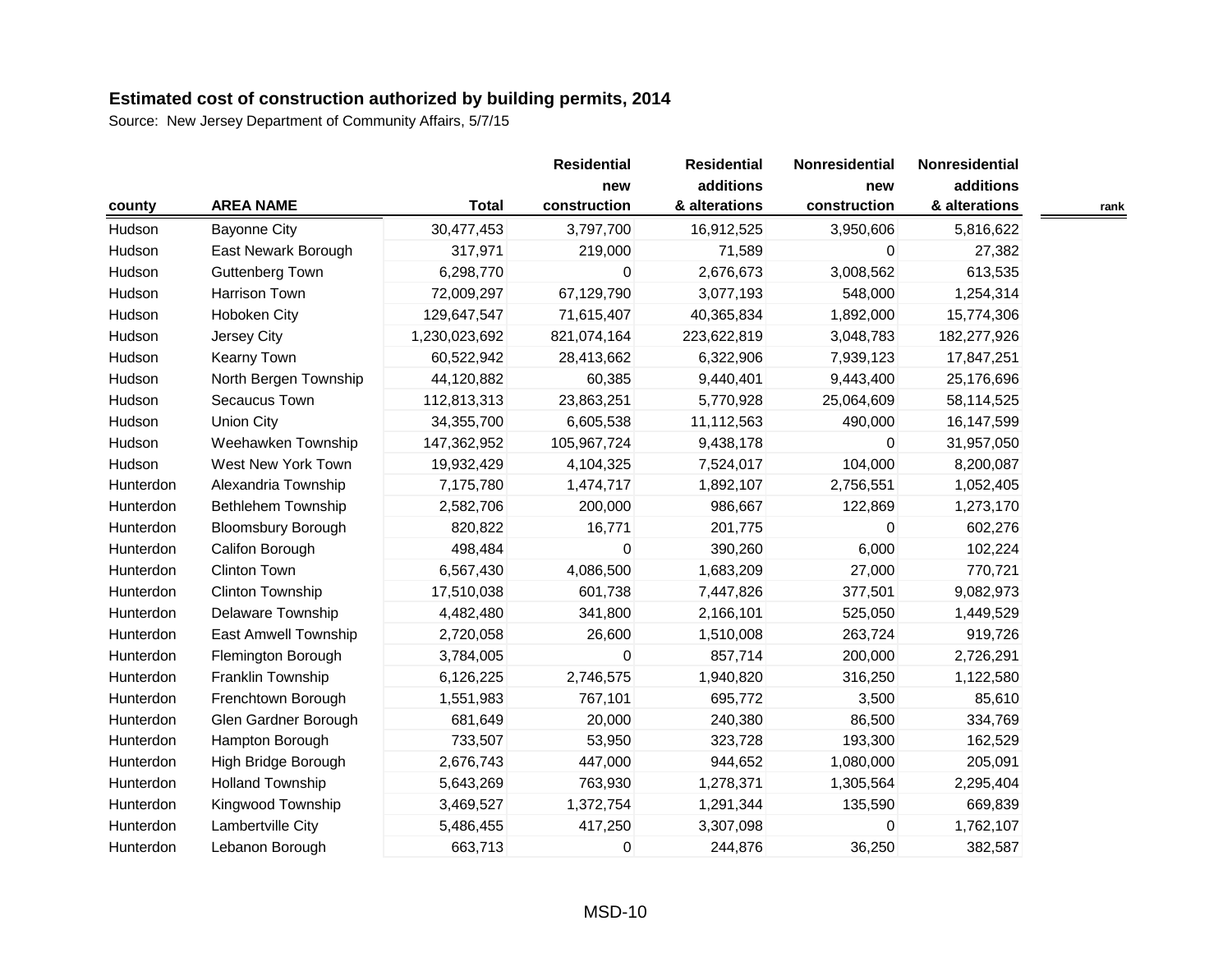**Estimated cost of construction authorized by building permits, 2014**

Source: New Jersey Department of Community Affairs, 5/7/15

| county | AREA NAME | Total | Residential new construction | Residential additions & alterations | Nonresidential new construction | Nonresidential additions & alterations | rank |
|---|---|---|---|---|---|---|---|
| Hudson | Bayonne City | 30,477,453 | 3,797,700 | 16,912,525 | 3,950,606 | 5,816,622 | |
| Hudson | East Newark Borough | 317,971 | 219,000 | 71,589 | 0 | 27,382 | |
| Hudson | Guttenberg Town | 6,298,770 | 0 | 2,676,673 | 3,008,562 | 613,535 | |
| Hudson | Harrison Town | 72,009,297 | 67,129,790 | 3,077,193 | 548,000 | 1,254,314 | |
| Hudson | Hoboken City | 129,647,547 | 71,615,407 | 40,365,834 | 1,892,000 | 15,774,306 | |
| Hudson | Jersey City | 1,230,023,692 | 821,074,164 | 223,622,819 | 3,048,783 | 182,277,926 | |
| Hudson | Kearny Town | 60,522,942 | 28,413,662 | 6,322,906 | 7,939,123 | 17,847,251 | |
| Hudson | North Bergen Township | 44,120,882 | 60,385 | 9,440,401 | 9,443,400 | 25,176,696 | |
| Hudson | Secaucus Town | 112,813,313 | 23,863,251 | 5,770,928 | 25,064,609 | 58,114,525 | |
| Hudson | Union City | 34,355,700 | 6,605,538 | 11,112,563 | 490,000 | 16,147,599 | |
| Hudson | Weehawken Township | 147,362,952 | 105,967,724 | 9,438,178 | 0 | 31,957,050 | |
| Hudson | West New York Town | 19,932,429 | 4,104,325 | 7,524,017 | 104,000 | 8,200,087 | |
| Hunterdon | Alexandria Township | 7,175,780 | 1,474,717 | 1,892,107 | 2,756,551 | 1,052,405 | |
| Hunterdon | Bethlehem Township | 2,582,706 | 200,000 | 986,667 | 122,869 | 1,273,170 | |
| Hunterdon | Bloomsbury Borough | 820,822 | 16,771 | 201,775 | 0 | 602,276 | |
| Hunterdon | Califon Borough | 498,484 | 0 | 390,260 | 6,000 | 102,224 | |
| Hunterdon | Clinton Town | 6,567,430 | 4,086,500 | 1,683,209 | 27,000 | 770,721 | |
| Hunterdon | Clinton Township | 17,510,038 | 601,738 | 7,447,826 | 377,501 | 9,082,973 | |
| Hunterdon | Delaware Township | 4,482,480 | 341,800 | 2,166,101 | 525,050 | 1,449,529 | |
| Hunterdon | East Amwell Township | 2,720,058 | 26,600 | 1,510,008 | 263,724 | 919,726 | |
| Hunterdon | Flemington Borough | 3,784,005 | 0 | 857,714 | 200,000 | 2,726,291 | |
| Hunterdon | Franklin Township | 6,126,225 | 2,746,575 | 1,940,820 | 316,250 | 1,122,580 | |
| Hunterdon | Frenchtown Borough | 1,551,983 | 767,101 | 695,772 | 3,500 | 85,610 | |
| Hunterdon | Glen Gardner Borough | 681,649 | 20,000 | 240,380 | 86,500 | 334,769 | |
| Hunterdon | Hampton Borough | 733,507 | 53,950 | 323,728 | 193,300 | 162,529 | |
| Hunterdon | High Bridge Borough | 2,676,743 | 447,000 | 944,652 | 1,080,000 | 205,091 | |
| Hunterdon | Holland Township | 5,643,269 | 763,930 | 1,278,371 | 1,305,564 | 2,295,404 | |
| Hunterdon | Kingwood Township | 3,469,527 | 1,372,754 | 1,291,344 | 135,590 | 669,839 | |
| Hunterdon | Lambertville City | 5,486,455 | 417,250 | 3,307,098 | 0 | 1,762,107 | |
| Hunterdon | Lebanon Borough | 663,713 | 0 | 244,876 | 36,250 | 382,587 | |

MSD-10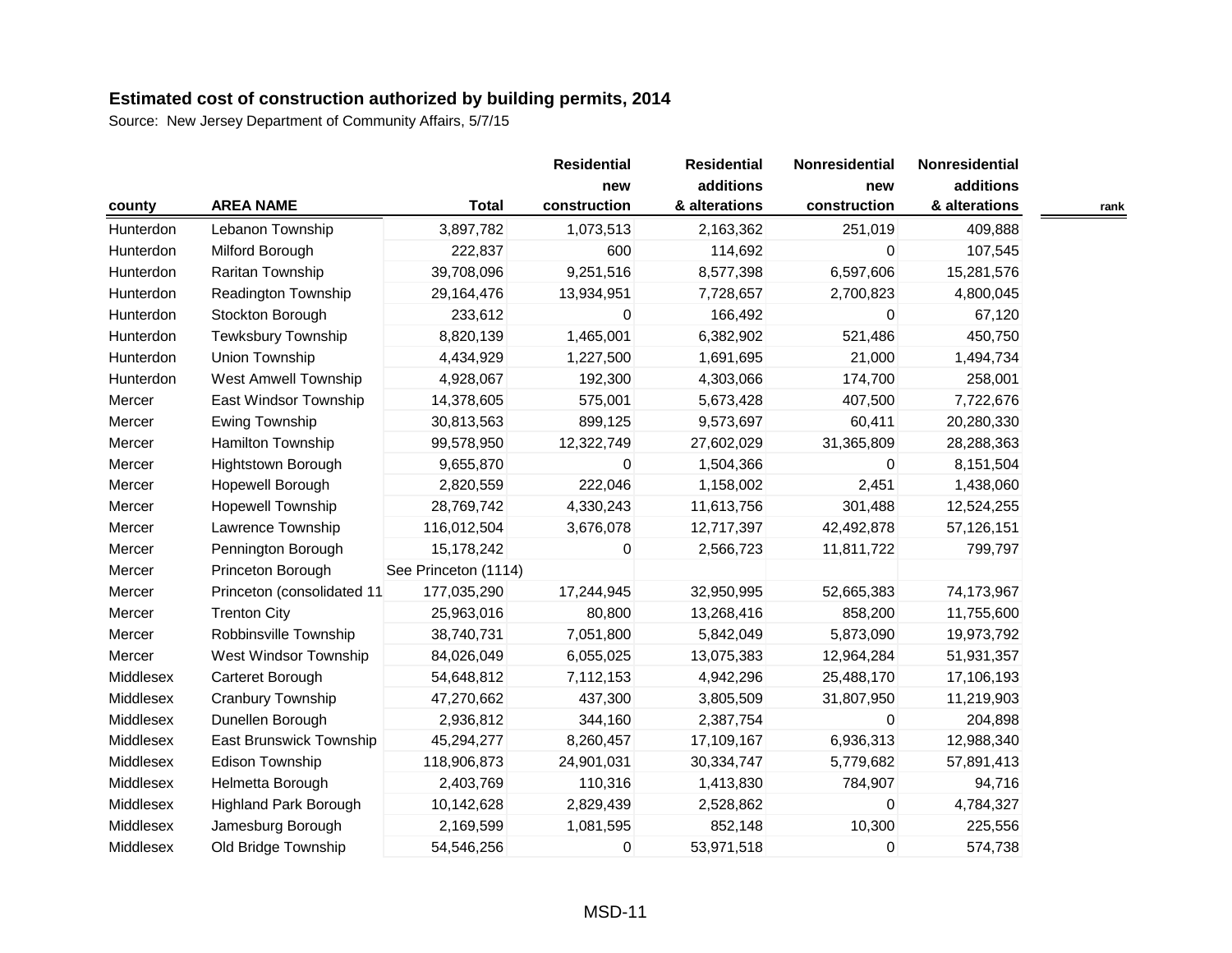# Estimated cost of construction authorized by building permits, 2014

Source: New Jersey Department of Community Affairs, 5/7/15

| county | AREA NAME | Total | Residential new construction | Residential additions & alterations | Nonresidential new construction | Nonresidential additions & alterations | rank |
|---|---|---|---|---|---|---|---|
| Hunterdon | Lebanon Township | 3,897,782 | 1,073,513 | 2,163,362 | 251,019 | 409,888 | |
| Hunterdon | Milford Borough | 222,837 | 600 | 114,692 | 0 | 107,545 | |
| Hunterdon | Raritan Township | 39,708,096 | 9,251,516 | 8,577,398 | 6,597,606 | 15,281,576 | |
| Hunterdon | Readington Township | 29,164,476 | 13,934,951 | 7,728,657 | 2,700,823 | 4,800,045 | |
| Hunterdon | Stockton Borough | 233,612 | 0 | 166,492 | 0 | 67,120 | |
| Hunterdon | Tewksbury Township | 8,820,139 | 1,465,001 | 6,382,902 | 521,486 | 450,750 | |
| Hunterdon | Union Township | 4,434,929 | 1,227,500 | 1,691,695 | 21,000 | 1,494,734 | |
| Hunterdon | West Amwell Township | 4,928,067 | 192,300 | 4,303,066 | 174,700 | 258,001 | |
| Mercer | East Windsor Township | 14,378,605 | 575,001 | 5,673,428 | 407,500 | 7,722,676 | |
| Mercer | Ewing Township | 30,813,563 | 899,125 | 9,573,697 | 60,411 | 20,280,330 | |
| Mercer | Hamilton Township | 99,578,950 | 12,322,749 | 27,602,029 | 31,365,809 | 28,288,363 | |
| Mercer | Hightstown Borough | 9,655,870 | 0 | 1,504,366 | 0 | 8,151,504 | |
| Mercer | Hopewell Borough | 2,820,559 | 222,046 | 1,158,002 | 2,451 | 1,438,060 | |
| Mercer | Hopewell Township | 28,769,742 | 4,330,243 | 11,613,756 | 301,488 | 12,524,255 | |
| Mercer | Lawrence Township | 116,012,504 | 3,676,078 | 12,717,397 | 42,492,878 | 57,126,151 | |
| Mercer | Pennington Borough | 15,178,242 | 0 | 2,566,723 | 11,811,722 | 799,797 | |
| Mercer | Princeton Borough | See Princeton (1114) | | | | | |
| Mercer | Princeton (consolidated 11 | 177,035,290 | 17,244,945 | 32,950,995 | 52,665,383 | 74,173,967 | |
| Mercer | Trenton City | 25,963,016 | 80,800 | 13,268,416 | 858,200 | 11,755,600 | |
| Mercer | Robbinsville Township | 38,740,731 | 7,051,800 | 5,842,049 | 5,873,090 | 19,973,792 | |
| Mercer | West Windsor Township | 84,026,049 | 6,055,025 | 13,075,383 | 12,964,284 | 51,931,357 | |
| Middlesex | Carteret Borough | 54,648,812 | 7,112,153 | 4,942,296 | 25,488,170 | 17,106,193 | |
| Middlesex | Cranbury Township | 47,270,662 | 437,300 | 3,805,509 | 31,807,950 | 11,219,903 | |
| Middlesex | Dunellen Borough | 2,936,812 | 344,160 | 2,387,754 | 0 | 204,898 | |
| Middlesex | East Brunswick Township | 45,294,277 | 8,260,457 | 17,109,167 | 6,936,313 | 12,988,340 | |
| Middlesex | Edison Township | 118,906,873 | 24,901,031 | 30,334,747 | 5,779,682 | 57,891,413 | |
| Middlesex | Helmetta Borough | 2,403,769 | 110,316 | 1,413,830 | 784,907 | 94,716 | |
| Middlesex | Highland Park Borough | 10,142,628 | 2,829,439 | 2,528,862 | 0 | 4,784,327 | |
| Middlesex | Jamesburg Borough | 2,169,599 | 1,081,595 | 852,148 | 10,300 | 225,556 | |
| Middlesex | Old Bridge Township | 54,546,256 | 0 | 53,971,518 | 0 | 574,738 | |

MSD-11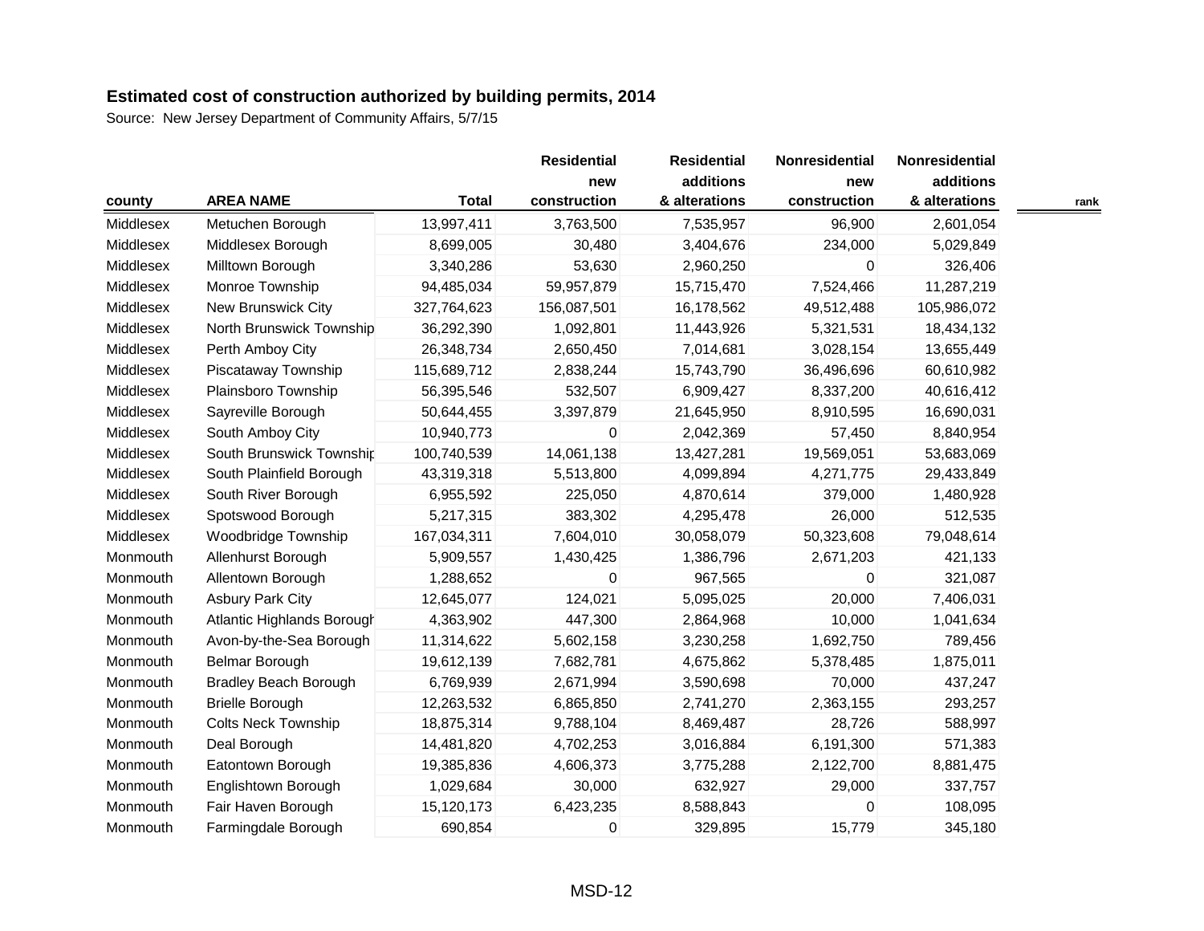**Estimated cost of construction authorized by building permits, 2014**

Source: New Jersey Department of Community Affairs, 5/7/15

| county | AREA NAME | Total | Residential new construction | Residential additions & alterations | Nonresidential new construction | Nonresidential additions & alterations | rank |
|---|---|---|---|---|---|---|---|
| Middlesex | Metuchen Borough | 13,997,411 | 3,763,500 | 7,535,957 | 96,900 | 2,601,054 | |
| Middlesex | Middlesex Borough | 8,699,005 | 30,480 | 3,404,676 | 234,000 | 5,029,849 | |
| Middlesex | Milltown Borough | 3,340,286 | 53,630 | 2,960,250 | 0 | 326,406 | |
| Middlesex | Monroe Township | 94,485,034 | 59,957,879 | 15,715,470 | 7,524,466 | 11,287,219 | |
| Middlesex | New Brunswick City | 327,764,623 | 156,087,501 | 16,178,562 | 49,512,488 | 105,986,072 | |
| Middlesex | North Brunswick Township | 36,292,390 | 1,092,801 | 11,443,926 | 5,321,531 | 18,434,132 | |
| Middlesex | Perth Amboy City | 26,348,734 | 2,650,450 | 7,014,681 | 3,028,154 | 13,655,449 | |
| Middlesex | Piscataway Township | 115,689,712 | 2,838,244 | 15,743,790 | 36,496,696 | 60,610,982 | |
| Middlesex | Plainsboro Township | 56,395,546 | 532,507 | 6,909,427 | 8,337,200 | 40,616,412 | |
| Middlesex | Sayreville Borough | 50,644,455 | 3,397,879 | 21,645,950 | 8,910,595 | 16,690,031 | |
| Middlesex | South Amboy City | 10,940,773 | 0 | 2,042,369 | 57,450 | 8,840,954 | |
| Middlesex | South Brunswick Township | 100,740,539 | 14,061,138 | 13,427,281 | 19,569,051 | 53,683,069 | |
| Middlesex | South Plainfield Borough | 43,319,318 | 5,513,800 | 4,099,894 | 4,271,775 | 29,433,849 | |
| Middlesex | South River Borough | 6,955,592 | 225,050 | 4,870,614 | 379,000 | 1,480,928 | |
| Middlesex | Spotswood Borough | 5,217,315 | 383,302 | 4,295,478 | 26,000 | 512,535 | |
| Middlesex | Woodbridge Township | 167,034,311 | 7,604,010 | 30,058,079 | 50,323,608 | 79,048,614 | |
| Monmouth | Allenhurst Borough | 5,909,557 | 1,430,425 | 1,386,796 | 2,671,203 | 421,133 | |
| Monmouth | Allentown Borough | 1,288,652 | 0 | 967,565 | 0 | 321,087 | |
| Monmouth | Asbury Park City | 12,645,077 | 124,021 | 5,095,025 | 20,000 | 7,406,031 | |
| Monmouth | Atlantic Highlands Borough | 4,363,902 | 447,300 | 2,864,968 | 10,000 | 1,041,634 | |
| Monmouth | Avon-by-the-Sea Borough | 11,314,622 | 5,602,158 | 3,230,258 | 1,692,750 | 789,456 | |
| Monmouth | Belmar Borough | 19,612,139 | 7,682,781 | 4,675,862 | 5,378,485 | 1,875,011 | |
| Monmouth | Bradley Beach Borough | 6,769,939 | 2,671,994 | 3,590,698 | 70,000 | 437,247 | |
| Monmouth | Brielle Borough | 12,263,532 | 6,865,850 | 2,741,270 | 2,363,155 | 293,257 | |
| Monmouth | Colts Neck Township | 18,875,314 | 9,788,104 | 8,469,487 | 28,726 | 588,997 | |
| Monmouth | Deal Borough | 14,481,820 | 4,702,253 | 3,016,884 | 6,191,300 | 571,383 | |
| Monmouth | Eatontown Borough | 19,385,836 | 4,606,373 | 3,775,288 | 2,122,700 | 8,881,475 | |
| Monmouth | Englishtown Borough | 1,029,684 | 30,000 | 632,927 | 29,000 | 337,757 | |
| Monmouth | Fair Haven Borough | 15,120,173 | 6,423,235 | 8,588,843 | 0 | 108,095 | |
| Monmouth | Farmingdale Borough | 690,854 | 0 | 329,895 | 15,779 | 345,180 | |

MSD-12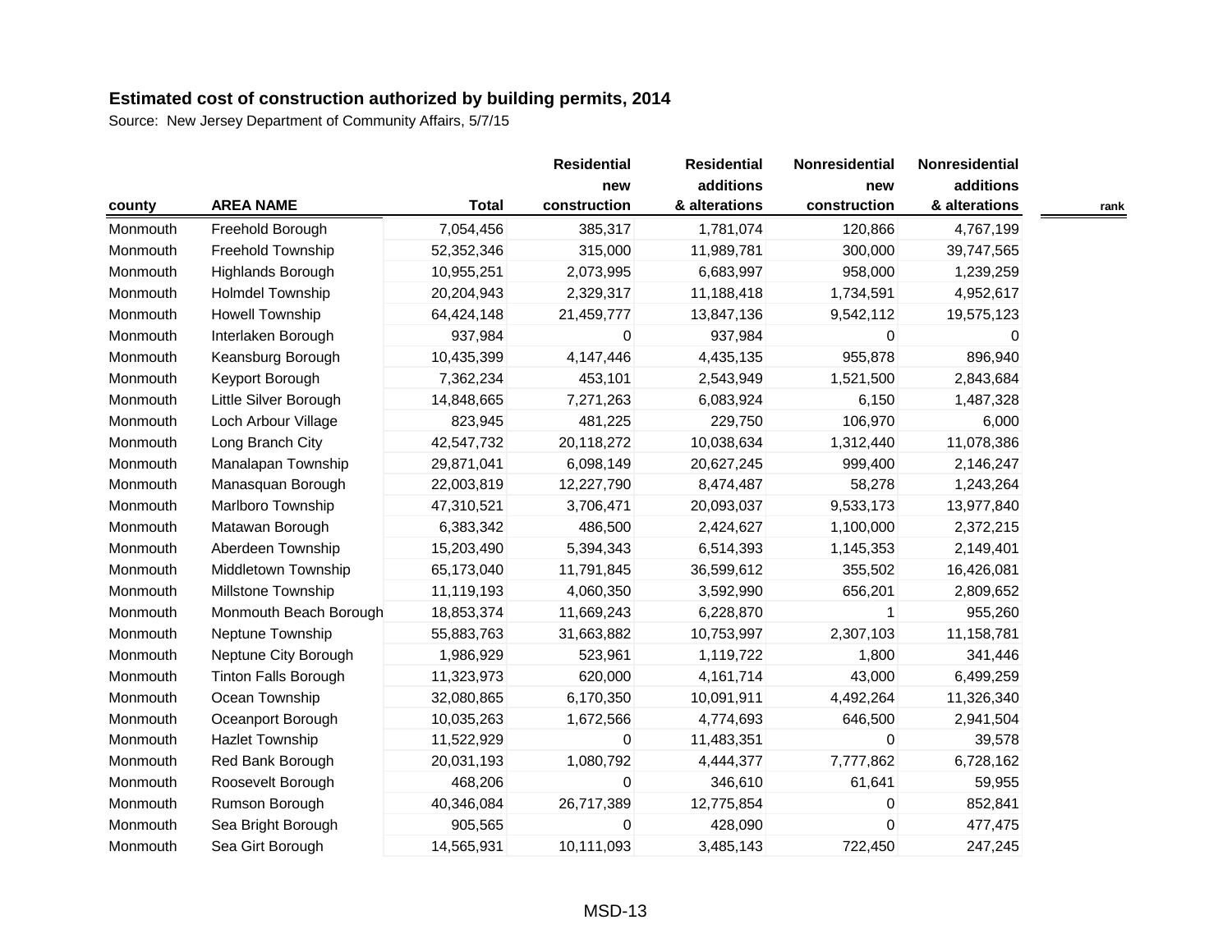## Estimated cost of construction authorized by building permits, 2014

Source: New Jersey Department of Community Affairs, 5/7/15

| county | AREA NAME | Total | Residential new construction | Residential additions & alterations | Nonresidential new construction | Nonresidential additions & alterations | rank |
|---|---|---|---|---|---|---|---|
| Monmouth | Freehold Borough | 7,054,456 | 385,317 | 1,781,074 | 120,866 | 4,767,199 | |
| Monmouth | Freehold Township | 52,352,346 | 315,000 | 11,989,781 | 300,000 | 39,747,565 | |
| Monmouth | Highlands Borough | 10,955,251 | 2,073,995 | 6,683,997 | 958,000 | 1,239,259 | |
| Monmouth | Holmdel Township | 20,204,943 | 2,329,317 | 11,188,418 | 1,734,591 | 4,952,617 | |
| Monmouth | Howell Township | 64,424,148 | 21,459,777 | 13,847,136 | 9,542,112 | 19,575,123 | |
| Monmouth | Interlaken Borough | 937,984 | 0 | 937,984 | 0 | 0 | |
| Monmouth | Keansburg Borough | 10,435,399 | 4,147,446 | 4,435,135 | 955,878 | 896,940 | |
| Monmouth | Keyport Borough | 7,362,234 | 453,101 | 2,543,949 | 1,521,500 | 2,843,684 | |
| Monmouth | Little Silver Borough | 14,848,665 | 7,271,263 | 6,083,924 | 6,150 | 1,487,328 | |
| Monmouth | Loch Arbour Village | 823,945 | 481,225 | 229,750 | 106,970 | 6,000 | |
| Monmouth | Long Branch City | 42,547,732 | 20,118,272 | 10,038,634 | 1,312,440 | 11,078,386 | |
| Monmouth | Manalapan Township | 29,871,041 | 6,098,149 | 20,627,245 | 999,400 | 2,146,247 | |
| Monmouth | Manasquan Borough | 22,003,819 | 12,227,790 | 8,474,487 | 58,278 | 1,243,264 | |
| Monmouth | Marlboro Township | 47,310,521 | 3,706,471 | 20,093,037 | 9,533,173 | 13,977,840 | |
| Monmouth | Matawan Borough | 6,383,342 | 486,500 | 2,424,627 | 1,100,000 | 2,372,215 | |
| Monmouth | Aberdeen Township | 15,203,490 | 5,394,343 | 6,514,393 | 1,145,353 | 2,149,401 | |
| Monmouth | Middletown Township | 65,173,040 | 11,791,845 | 36,599,612 | 355,502 | 16,426,081 | |
| Monmouth | Millstone Township | 11,119,193 | 4,060,350 | 3,592,990 | 656,201 | 2,809,652 | |
| Monmouth | Monmouth Beach Borough | 18,853,374 | 11,669,243 | 6,228,870 | 1 | 955,260 | |
| Monmouth | Neptune Township | 55,883,763 | 31,663,882 | 10,753,997 | 2,307,103 | 11,158,781 | |
| Monmouth | Neptune City Borough | 1,986,929 | 523,961 | 1,119,722 | 1,800 | 341,446 | |
| Monmouth | Tinton Falls Borough | 11,323,973 | 620,000 | 4,161,714 | 43,000 | 6,499,259 | |
| Monmouth | Ocean Township | 32,080,865 | 6,170,350 | 10,091,911 | 4,492,264 | 11,326,340 | |
| Monmouth | Oceanport Borough | 10,035,263 | 1,672,566 | 4,774,693 | 646,500 | 2,941,504 | |
| Monmouth | Hazlet Township | 11,522,929 | 0 | 11,483,351 | 0 | 39,578 | |
| Monmouth | Red Bank Borough | 20,031,193 | 1,080,792 | 4,444,377 | 7,777,862 | 6,728,162 | |
| Monmouth | Roosevelt Borough | 468,206 | 0 | 346,610 | 61,641 | 59,955 | |
| Monmouth | Rumson Borough | 40,346,084 | 26,717,389 | 12,775,854 | 0 | 852,841 | |
| Monmouth | Sea Bright Borough | 905,565 | 0 | 428,090 | 0 | 477,475 | |
| Monmouth | Sea Girt Borough | 14,565,931 | 10,111,093 | 3,485,143 | 722,450 | 247,245 | |

MSD-13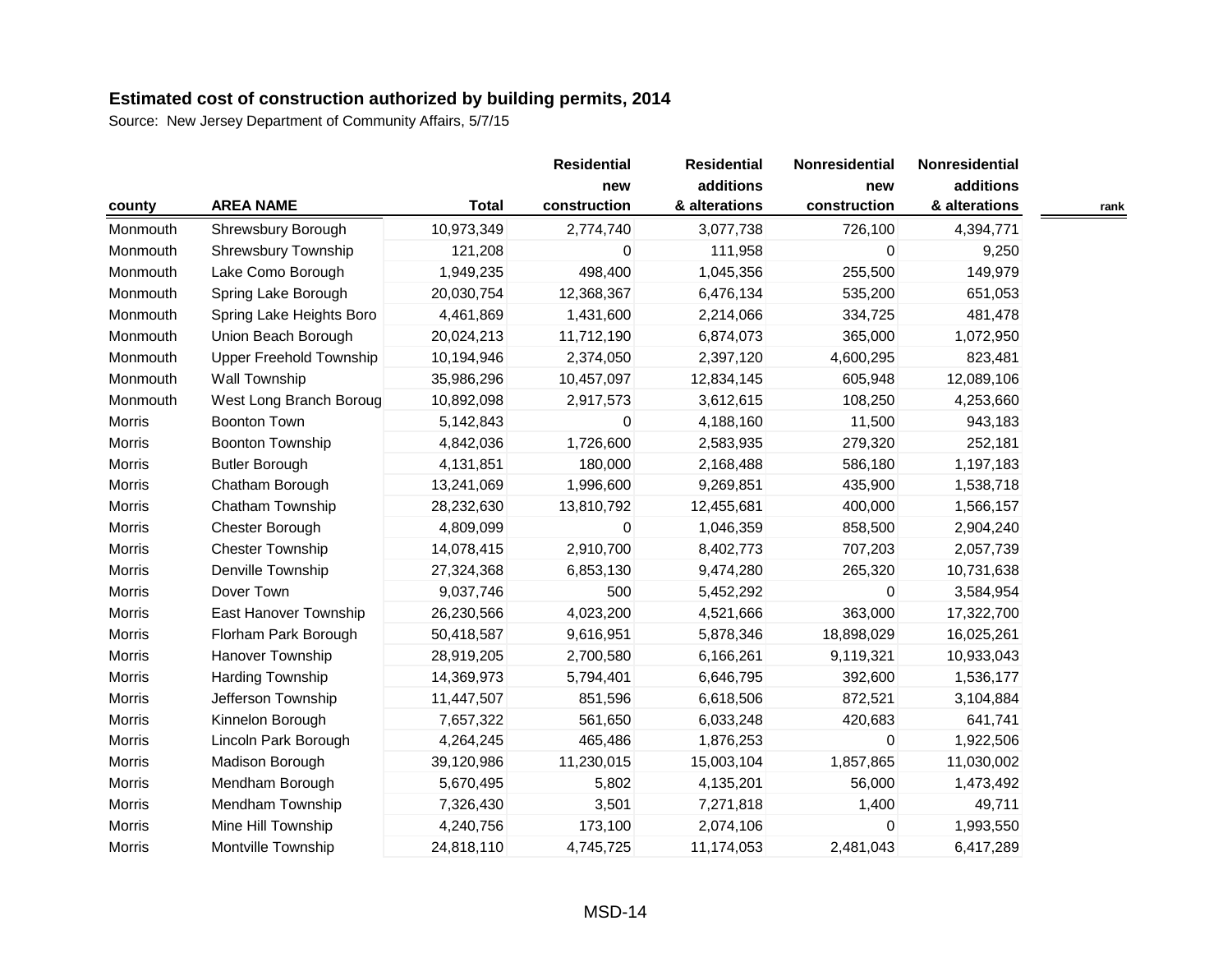**Estimated cost of construction authorized by building permits, 2014**

Source: New Jersey Department of Community Affairs, 5/7/15

| county | AREA NAME | Total | Residential new construction | Residential additions & alterations | Nonresidential new construction | Nonresidential additions & alterations | rank |
|---|---|---|---|---|---|---|---|
| Monmouth | Shrewsbury Borough | 10,973,349 | 2,774,740 | 3,077,738 | 726,100 | 4,394,771 | |
| Monmouth | Shrewsbury Township | 121,208 | 0 | 111,958 | 0 | 9,250 | |
| Monmouth | Lake Como Borough | 1,949,235 | 498,400 | 1,045,356 | 255,500 | 149,979 | |
| Monmouth | Spring Lake Borough | 20,030,754 | 12,368,367 | 6,476,134 | 535,200 | 651,053 | |
| Monmouth | Spring Lake Heights Boro | 4,461,869 | 1,431,600 | 2,214,066 | 334,725 | 481,478 | |
| Monmouth | Union Beach Borough | 20,024,213 | 11,712,190 | 6,874,073 | 365,000 | 1,072,950 | |
| Monmouth | Upper Freehold Township | 10,194,946 | 2,374,050 | 2,397,120 | 4,600,295 | 823,481 | |
| Monmouth | Wall Township | 35,986,296 | 10,457,097 | 12,834,145 | 605,948 | 12,089,106 | |
| Monmouth | West Long Branch Boroug | 10,892,098 | 2,917,573 | 3,612,615 | 108,250 | 4,253,660 | |
| Morris | Boonton Town | 5,142,843 | 0 | 4,188,160 | 11,500 | 943,183 | |
| Morris | Boonton Township | 4,842,036 | 1,726,600 | 2,583,935 | 279,320 | 252,181 | |
| Morris | Butler Borough | 4,131,851 | 180,000 | 2,168,488 | 586,180 | 1,197,183 | |
| Morris | Chatham Borough | 13,241,069 | 1,996,600 | 9,269,851 | 435,900 | 1,538,718 | |
| Morris | Chatham Township | 28,232,630 | 13,810,792 | 12,455,681 | 400,000 | 1,566,157 | |
| Morris | Chester Borough | 4,809,099 | 0 | 1,046,359 | 858,500 | 2,904,240 | |
| Morris | Chester Township | 14,078,415 | 2,910,700 | 8,402,773 | 707,203 | 2,057,739 | |
| Morris | Denville Township | 27,324,368 | 6,853,130 | 9,474,280 | 265,320 | 10,731,638 | |
| Morris | Dover Town | 9,037,746 | 500 | 5,452,292 | 0 | 3,584,954 | |
| Morris | East Hanover Township | 26,230,566 | 4,023,200 | 4,521,666 | 363,000 | 17,322,700 | |
| Morris | Florham Park Borough | 50,418,587 | 9,616,951 | 5,878,346 | 18,898,029 | 16,025,261 | |
| Morris | Hanover Township | 28,919,205 | 2,700,580 | 6,166,261 | 9,119,321 | 10,933,043 | |
| Morris | Harding Township | 14,369,973 | 5,794,401 | 6,646,795 | 392,600 | 1,536,177 | |
| Morris | Jefferson Township | 11,447,507 | 851,596 | 6,618,506 | 872,521 | 3,104,884 | |
| Morris | Kinnelon Borough | 7,657,322 | 561,650 | 6,033,248 | 420,683 | 641,741 | |
| Morris | Lincoln Park Borough | 4,264,245 | 465,486 | 1,876,253 | 0 | 1,922,506 | |
| Morris | Madison Borough | 39,120,986 | 11,230,015 | 15,003,104 | 1,857,865 | 11,030,002 | |
| Morris | Mendham Borough | 5,670,495 | 5,802 | 4,135,201 | 56,000 | 1,473,492 | |
| Morris | Mendham Township | 7,326,430 | 3,501 | 7,271,818 | 1,400 | 49,711 | |
| Morris | Mine Hill Township | 4,240,756 | 173,100 | 2,074,106 | 0 | 1,993,550 | |
| Morris | Montville Township | 24,818,110 | 4,745,725 | 11,174,053 | 2,481,043 | 6,417,289 | |

MSD-14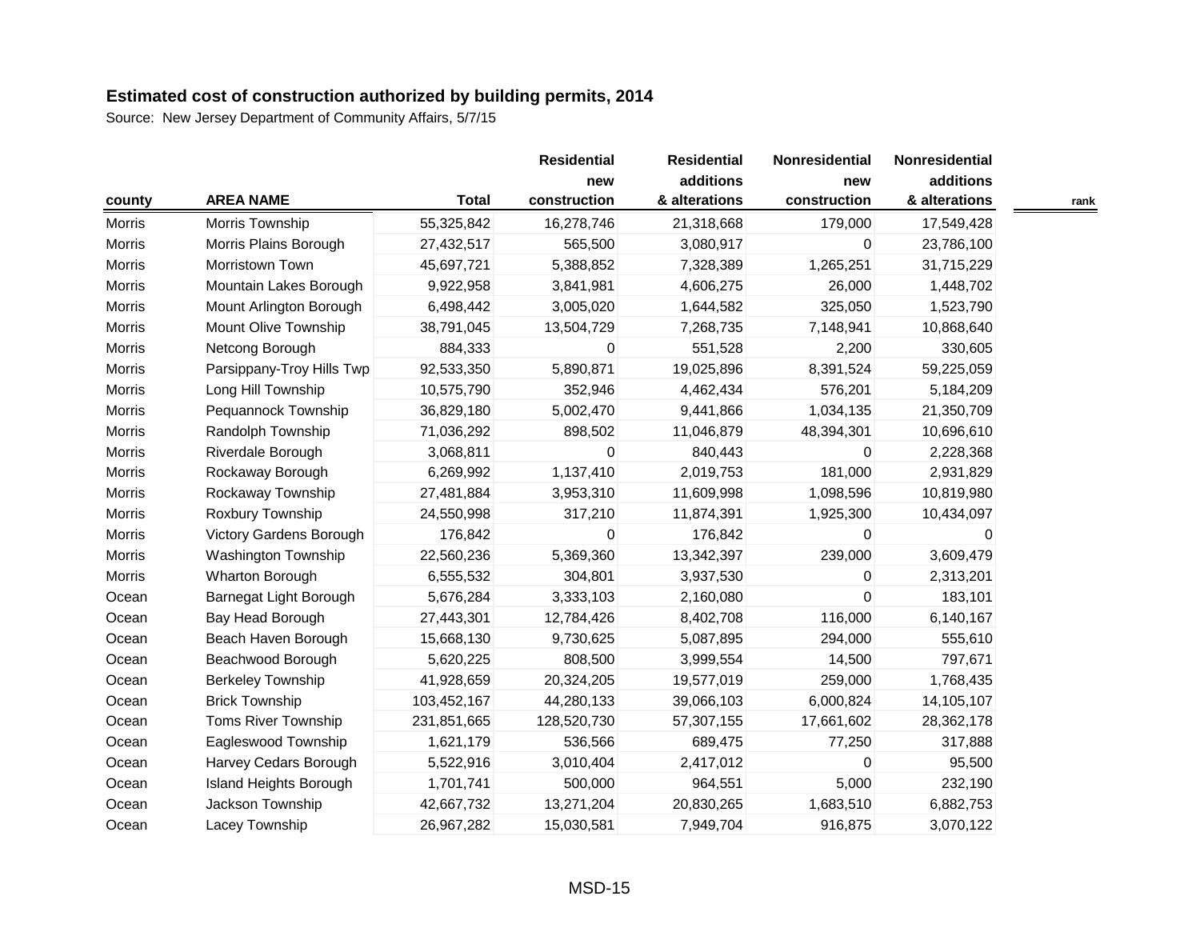# Estimated cost of construction authorized by building permits, 2014

Source: New Jersey Department of Community Affairs, 5/7/15

| county | AREA NAME | Total | Residential new construction | Residential additions & alterations | Nonresidential new construction | Nonresidential additions & alterations | rank |
|---|---|---|---|---|---|---|---|
| Morris | Morris Township | 55,325,842 | 16,278,746 | 21,318,668 | 179,000 | 17,549,428 | |
| Morris | Morris Plains Borough | 27,432,517 | 565,500 | 3,080,917 | 0 | 23,786,100 | |
| Morris | Morristown Town | 45,697,721 | 5,388,852 | 7,328,389 | 1,265,251 | 31,715,229 | |
| Morris | Mountain Lakes Borough | 9,922,958 | 3,841,981 | 4,606,275 | 26,000 | 1,448,702 | |
| Morris | Mount Arlington Borough | 6,498,442 | 3,005,020 | 1,644,582 | 325,050 | 1,523,790 | |
| Morris | Mount Olive Township | 38,791,045 | 13,504,729 | 7,268,735 | 7,148,941 | 10,868,640 | |
| Morris | Netcong Borough | 884,333 | 0 | 551,528 | 2,200 | 330,605 | |
| Morris | Parsippany-Troy Hills Twp | 92,533,350 | 5,890,871 | 19,025,896 | 8,391,524 | 59,225,059 | |
| Morris | Long Hill Township | 10,575,790 | 352,946 | 4,462,434 | 576,201 | 5,184,209 | |
| Morris | Pequannock Township | 36,829,180 | 5,002,470 | 9,441,866 | 1,034,135 | 21,350,709 | |
| Morris | Randolph Township | 71,036,292 | 898,502 | 11,046,879 | 48,394,301 | 10,696,610 | |
| Morris | Riverdale Borough | 3,068,811 | 0 | 840,443 | 0 | 2,228,368 | |
| Morris | Rockaway Borough | 6,269,992 | 1,137,410 | 2,019,753 | 181,000 | 2,931,829 | |
| Morris | Rockaway Township | 27,481,884 | 3,953,310 | 11,609,998 | 1,098,596 | 10,819,980 | |
| Morris | Roxbury Township | 24,550,998 | 317,210 | 11,874,391 | 1,925,300 | 10,434,097 | |
| Morris | Victory Gardens Borough | 176,842 | 0 | 176,842 | 0 | 0 | |
| Morris | Washington Township | 22,560,236 | 5,369,360 | 13,342,397 | 239,000 | 3,609,479 | |
| Morris | Wharton Borough | 6,555,532 | 304,801 | 3,937,530 | 0 | 2,313,201 | |
| Ocean | Barnegat Light Borough | 5,676,284 | 3,333,103 | 2,160,080 | 0 | 183,101 | |
| Ocean | Bay Head Borough | 27,443,301 | 12,784,426 | 8,402,708 | 116,000 | 6,140,167 | |
| Ocean | Beach Haven Borough | 15,668,130 | 9,730,625 | 5,087,895 | 294,000 | 555,610 | |
| Ocean | Beachwood Borough | 5,620,225 | 808,500 | 3,999,554 | 14,500 | 797,671 | |
| Ocean | Berkeley Township | 41,928,659 | 20,324,205 | 19,577,019 | 259,000 | 1,768,435 | |
| Ocean | Brick Township | 103,452,167 | 44,280,133 | 39,066,103 | 6,000,824 | 14,105,107 | |
| Ocean | Toms River Township | 231,851,665 | 128,520,730 | 57,307,155 | 17,661,602 | 28,362,178 | |
| Ocean | Eagleswood Township | 1,621,179 | 536,566 | 689,475 | 77,250 | 317,888 | |
| Ocean | Harvey Cedars Borough | 5,522,916 | 3,010,404 | 2,417,012 | 0 | 95,500 | |
| Ocean | Island Heights Borough | 1,701,741 | 500,000 | 964,551 | 5,000 | 232,190 | |
| Ocean | Jackson Township | 42,667,732 | 13,271,204 | 20,830,265 | 1,683,510 | 6,882,753 | |
| Ocean | Lacey Township | 26,967,282 | 15,030,581 | 7,949,704 | 916,875 | 3,070,122 | |

MSD-15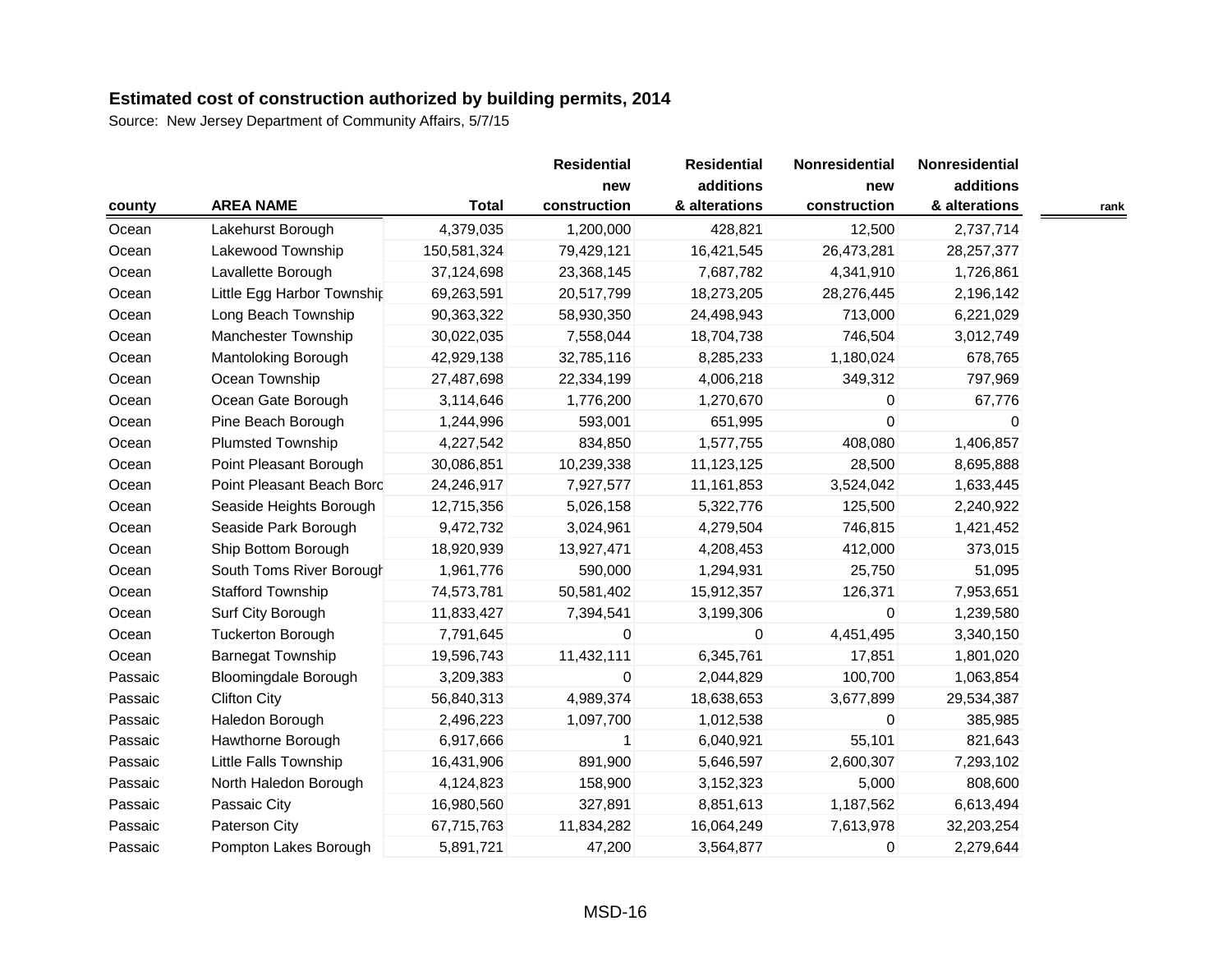**Estimated cost of construction authorized by building permits, 2014**

Source: New Jersey Department of Community Affairs, 5/7/15

| county | AREA NAME | Total | Residential new construction | Residential additions & alterations | Nonresidential new construction | Nonresidential additions & alterations | rank |
|---|---|---|---|---|---|---|---|
| Ocean | Lakehurst Borough | 4,379,035 | 1,200,000 | 428,821 | 12,500 | 2,737,714 | |
| Ocean | Lakewood Township | 150,581,324 | 79,429,121 | 16,421,545 | 26,473,281 | 28,257,377 | |
| Ocean | Lavallette Borough | 37,124,698 | 23,368,145 | 7,687,782 | 4,341,910 | 1,726,861 | |
| Ocean | Little Egg Harbor Townshir | 69,263,591 | 20,517,799 | 18,273,205 | 28,276,445 | 2,196,142 | |
| Ocean | Long Beach Township | 90,363,322 | 58,930,350 | 24,498,943 | 713,000 | 6,221,029 | |
| Ocean | Manchester Township | 30,022,035 | 7,558,044 | 18,704,738 | 746,504 | 3,012,749 | |
| Ocean | Mantoloking Borough | 42,929,138 | 32,785,116 | 8,285,233 | 1,180,024 | 678,765 | |
| Ocean | Ocean Township | 27,487,698 | 22,334,199 | 4,006,218 | 349,312 | 797,969 | |
| Ocean | Ocean Gate Borough | 3,114,646 | 1,776,200 | 1,270,670 | 0 | 67,776 | |
| Ocean | Pine Beach Borough | 1,244,996 | 593,001 | 651,995 | 0 | 0 | |
| Ocean | Plumsted Township | 4,227,542 | 834,850 | 1,577,755 | 408,080 | 1,406,857 | |
| Ocean | Point Pleasant Borough | 30,086,851 | 10,239,338 | 11,123,125 | 28,500 | 8,695,888 | |
| Ocean | Point Pleasant Beach Borc | 24,246,917 | 7,927,577 | 11,161,853 | 3,524,042 | 1,633,445 | |
| Ocean | Seaside Heights Borough | 12,715,356 | 5,026,158 | 5,322,776 | 125,500 | 2,240,922 | |
| Ocean | Seaside Park Borough | 9,472,732 | 3,024,961 | 4,279,504 | 746,815 | 1,421,452 | |
| Ocean | Ship Bottom Borough | 18,920,939 | 13,927,471 | 4,208,453 | 412,000 | 373,015 | |
| Ocean | South Toms River Borough | 1,961,776 | 590,000 | 1,294,931 | 25,750 | 51,095 | |
| Ocean | Stafford Township | 74,573,781 | 50,581,402 | 15,912,357 | 126,371 | 7,953,651 | |
| Ocean | Surf City Borough | 11,833,427 | 7,394,541 | 3,199,306 | 0 | 1,239,580 | |
| Ocean | Tuckerton Borough | 7,791,645 | 0 | 0 | 4,451,495 | 3,340,150 | |
| Ocean | Barnegat Township | 19,596,743 | 11,432,111 | 6,345,761 | 17,851 | 1,801,020 | |
| Passaic | Bloomingdale Borough | 3,209,383 | 0 | 2,044,829 | 100,700 | 1,063,854 | |
| Passaic | Clifton City | 56,840,313 | 4,989,374 | 18,638,653 | 3,677,899 | 29,534,387 | |
| Passaic | Haledon Borough | 2,496,223 | 1,097,700 | 1,012,538 | 0 | 385,985 | |
| Passaic | Hawthorne Borough | 6,917,666 | 1 | 6,040,921 | 55,101 | 821,643 | |
| Passaic | Little Falls Township | 16,431,906 | 891,900 | 5,646,597 | 2,600,307 | 7,293,102 | |
| Passaic | North Haledon Borough | 4,124,823 | 158,900 | 3,152,323 | 5,000 | 808,600 | |
| Passaic | Passaic City | 16,980,560 | 327,891 | 8,851,613 | 1,187,562 | 6,613,494 | |
| Passaic | Paterson City | 67,715,763 | 11,834,282 | 16,064,249 | 7,613,978 | 32,203,254 | |
| Passaic | Pompton Lakes Borough | 5,891,721 | 47,200 | 3,564,877 | 0 | 2,279,644 | |

MSD-16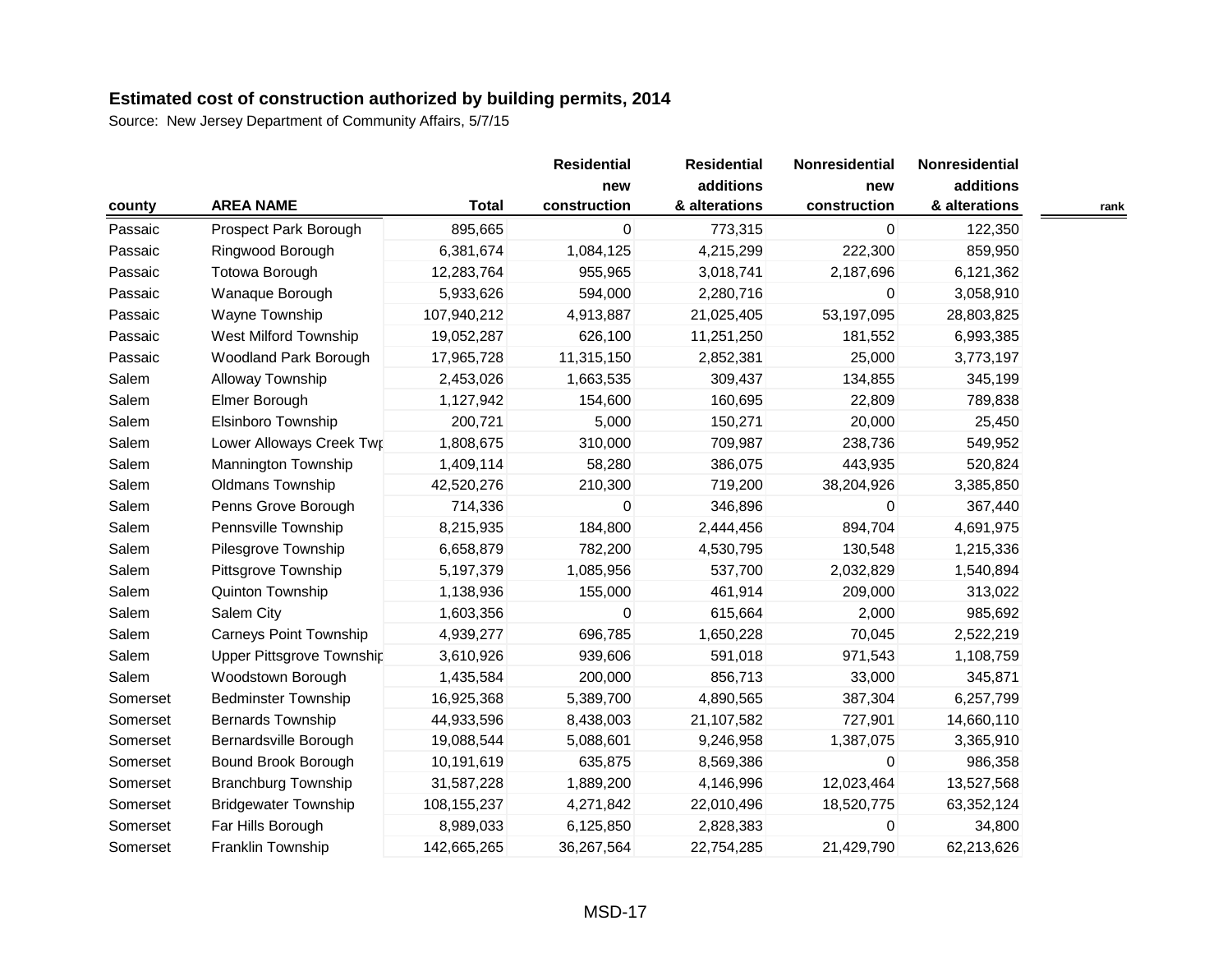## Estimated cost of construction authorized by building permits, 2014

Source: New Jersey Department of Community Affairs, 5/7/15

| county | AREA NAME | Total | Residential new construction | Residential additions & alterations | Nonresidential new construction | Nonresidential additions & alterations | rank |
|---|---|---|---|---|---|---|---|
| Passaic | Prospect Park Borough | 895,665 | 0 | 773,315 | 0 | 122,350 | |
| Passaic | Ringwood Borough | 6,381,674 | 1,084,125 | 4,215,299 | 222,300 | 859,950 | |
| Passaic | Totowa Borough | 12,283,764 | 955,965 | 3,018,741 | 2,187,696 | 6,121,362 | |
| Passaic | Wanaque Borough | 5,933,626 | 594,000 | 2,280,716 | 0 | 3,058,910 | |
| Passaic | Wayne Township | 107,940,212 | 4,913,887 | 21,025,405 | 53,197,095 | 28,803,825 | |
| Passaic | West Milford Township | 19,052,287 | 626,100 | 11,251,250 | 181,552 | 6,993,385 | |
| Passaic | Woodland Park Borough | 17,965,728 | 11,315,150 | 2,852,381 | 25,000 | 3,773,197 | |
| Salem | Alloway Township | 2,453,026 | 1,663,535 | 309,437 | 134,855 | 345,199 | |
| Salem | Elmer Borough | 1,127,942 | 154,600 | 160,695 | 22,809 | 789,838 | |
| Salem | Elsinboro Township | 200,721 | 5,000 | 150,271 | 20,000 | 25,450 | |
| Salem | Lower Alloways Creek Twp | 1,808,675 | 310,000 | 709,987 | 238,736 | 549,952 | |
| Salem | Mannington Township | 1,409,114 | 58,280 | 386,075 | 443,935 | 520,824 | |
| Salem | Oldmans Township | 42,520,276 | 210,300 | 719,200 | 38,204,926 | 3,385,850 | |
| Salem | Penns Grove Borough | 714,336 | 0 | 346,896 | 0 | 367,440 | |
| Salem | Pennsville Township | 8,215,935 | 184,800 | 2,444,456 | 894,704 | 4,691,975 | |
| Salem | Pilesgrove Township | 6,658,879 | 782,200 | 4,530,795 | 130,548 | 1,215,336 | |
| Salem | Pittsgrove Township | 5,197,379 | 1,085,956 | 537,700 | 2,032,829 | 1,540,894 | |
| Salem | Quinton Township | 1,138,936 | 155,000 | 461,914 | 209,000 | 313,022 | |
| Salem | Salem City | 1,603,356 | 0 | 615,664 | 2,000 | 985,692 | |
| Salem | Carneys Point Township | 4,939,277 | 696,785 | 1,650,228 | 70,045 | 2,522,219 | |
| Salem | Upper Pittsgrove Township | 3,610,926 | 939,606 | 591,018 | 971,543 | 1,108,759 | |
| Salem | Woodstown Borough | 1,435,584 | 200,000 | 856,713 | 33,000 | 345,871 | |
| Somerset | Bedminster Township | 16,925,368 | 5,389,700 | 4,890,565 | 387,304 | 6,257,799 | |
| Somerset | Bernards Township | 44,933,596 | 8,438,003 | 21,107,582 | 727,901 | 14,660,110 | |
| Somerset | Bernardsville Borough | 19,088,544 | 5,088,601 | 9,246,958 | 1,387,075 | 3,365,910 | |
| Somerset | Bound Brook Borough | 10,191,619 | 635,875 | 8,569,386 | 0 | 986,358 | |
| Somerset | Branchburg Township | 31,587,228 | 1,889,200 | 4,146,996 | 12,023,464 | 13,527,568 | |
| Somerset | Bridgewater Township | 108,155,237 | 4,271,842 | 22,010,496 | 18,520,775 | 63,352,124 | |
| Somerset | Far Hills Borough | 8,989,033 | 6,125,850 | 2,828,383 | 0 | 34,800 | |
| Somerset | Franklin Township | 142,665,265 | 36,267,564 | 22,754,285 | 21,429,790 | 62,213,626 | |

MSD-17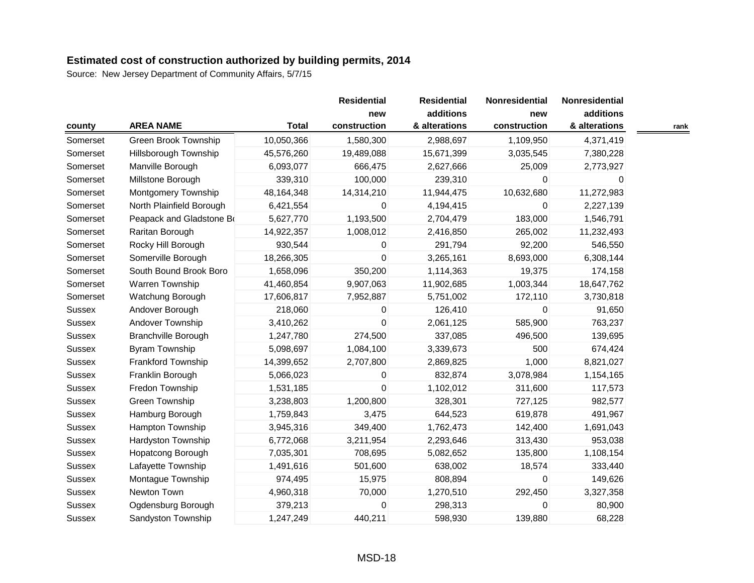## Estimated cost of construction authorized by building permits, 2014

Source: New Jersey Department of Community Affairs, 5/7/15

| county | AREA NAME | Total | Residential new construction | Residential additions & alterations | Nonresidential new construction | Nonresidential additions & alterations | rank |
|---|---|---|---|---|---|---|---|
| Somerset | Green Brook Township | 10,050,366 | 1,580,300 | 2,988,697 | 1,109,950 | 4,371,419 | |
| Somerset | Hillsborough Township | 45,576,260 | 19,489,088 | 15,671,399 | 3,035,545 | 7,380,228 | |
| Somerset | Manville Borough | 6,093,077 | 666,475 | 2,627,666 | 25,009 | 2,773,927 | |
| Somerset | Millstone Borough | 339,310 | 100,000 | 239,310 | 0 | 0 | |
| Somerset | Montgomery Township | 48,164,348 | 14,314,210 | 11,944,475 | 10,632,680 | 11,272,983 | |
| Somerset | North Plainfield Borough | 6,421,554 | 0 | 4,194,415 | 0 | 2,227,139 | |
| Somerset | Peapack and Gladstone Bo | 5,627,770 | 1,193,500 | 2,704,479 | 183,000 | 1,546,791 | |
| Somerset | Raritan Borough | 14,922,357 | 1,008,012 | 2,416,850 | 265,002 | 11,232,493 | |
| Somerset | Rocky Hill Borough | 930,544 | 0 | 291,794 | 92,200 | 546,550 | |
| Somerset | Somerville Borough | 18,266,305 | 0 | 3,265,161 | 8,693,000 | 6,308,144 | |
| Somerset | South Bound Brook Boro | 1,658,096 | 350,200 | 1,114,363 | 19,375 | 174,158 | |
| Somerset | Warren Township | 41,460,854 | 9,907,063 | 11,902,685 | 1,003,344 | 18,647,762 | |
| Somerset | Watchung Borough | 17,606,817 | 7,952,887 | 5,751,002 | 172,110 | 3,730,818 | |
| Sussex | Andover Borough | 218,060 | 0 | 126,410 | 0 | 91,650 | |
| Sussex | Andover Township | 3,410,262 | 0 | 2,061,125 | 585,900 | 763,237 | |
| Sussex | Branchville Borough | 1,247,780 | 274,500 | 337,085 | 496,500 | 139,695 | |
| Sussex | Byram Township | 5,098,697 | 1,084,100 | 3,339,673 | 500 | 674,424 | |
| Sussex | Frankford Township | 14,399,652 | 2,707,800 | 2,869,825 | 1,000 | 8,821,027 | |
| Sussex | Franklin Borough | 5,066,023 | 0 | 832,874 | 3,078,984 | 1,154,165 | |
| Sussex | Fredon Township | 1,531,185 | 0 | 1,102,012 | 311,600 | 117,573 | |
| Sussex | Green Township | 3,238,803 | 1,200,800 | 328,301 | 727,125 | 982,577 | |
| Sussex | Hamburg Borough | 1,759,843 | 3,475 | 644,523 | 619,878 | 491,967 | |
| Sussex | Hampton Township | 3,945,316 | 349,400 | 1,762,473 | 142,400 | 1,691,043 | |
| Sussex | Hardyston Township | 6,772,068 | 3,211,954 | 2,293,646 | 313,430 | 953,038 | |
| Sussex | Hopatcong Borough | 7,035,301 | 708,695 | 5,082,652 | 135,800 | 1,108,154 | |
| Sussex | Lafayette Township | 1,491,616 | 501,600 | 638,002 | 18,574 | 333,440 | |
| Sussex | Montague Township | 974,495 | 15,975 | 808,894 | 0 | 149,626 | |
| Sussex | Newton Town | 4,960,318 | 70,000 | 1,270,510 | 292,450 | 3,327,358 | |
| Sussex | Ogdensburg Borough | 379,213 | 0 | 298,313 | 0 | 80,900 | |
| Sussex | Sandyston Township | 1,247,249 | 440,211 | 598,930 | 139,880 | 68,228 | |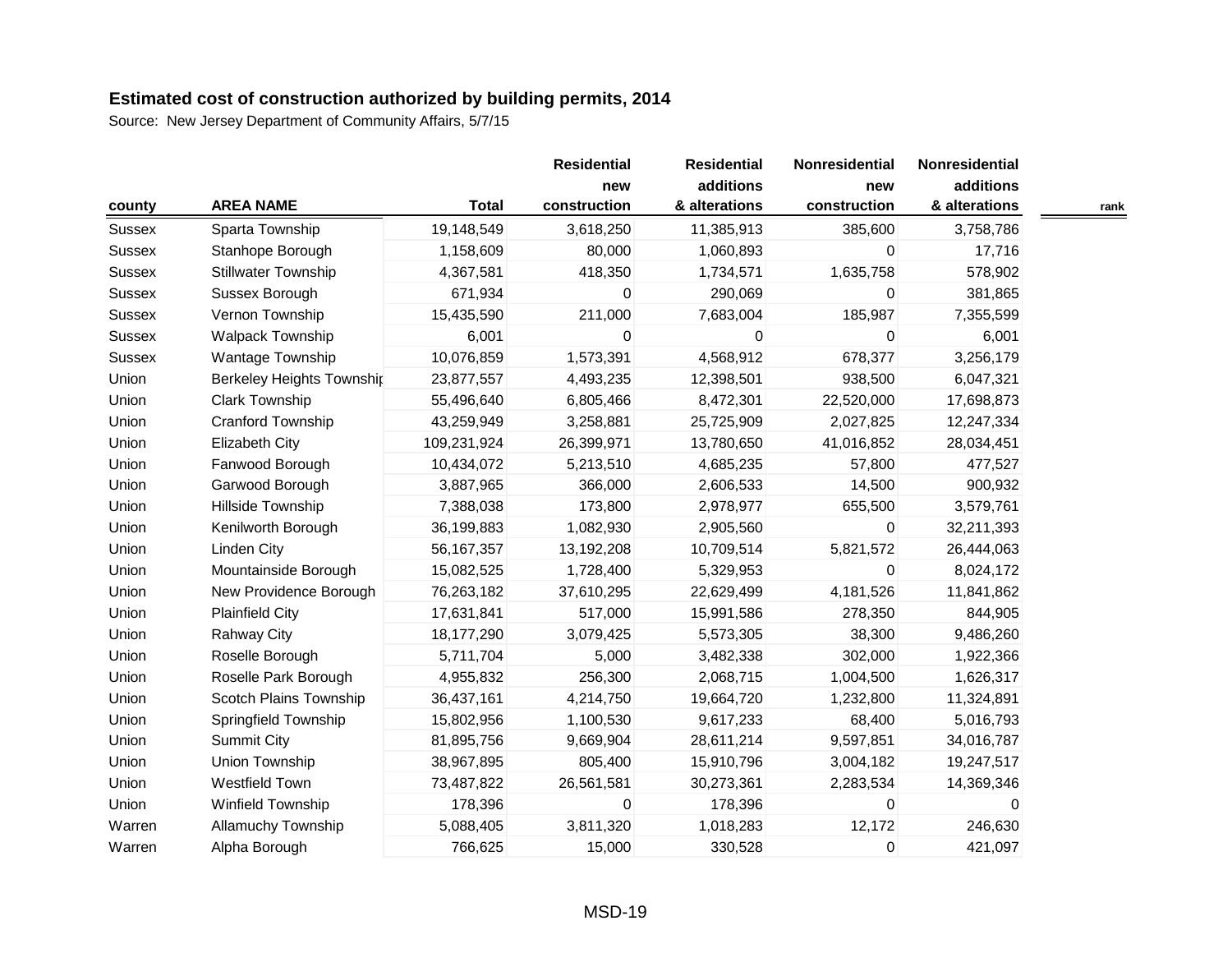## Estimated cost of construction authorized by building permits, 2014

Source: New Jersey Department of Community Affairs, 5/7/15

| county | AREA NAME | Total | Residential new construction | Residential additions & alterations | Nonresidential new construction | Nonresidential additions & alterations | rank |
|---|---|---|---|---|---|---|---|
| Sussex | Sparta Township | 19,148,549 | 3,618,250 | 11,385,913 | 385,600 | 3,758,786 | |
| Sussex | Stanhope Borough | 1,158,609 | 80,000 | 1,060,893 | 0 | 17,716 | |
| Sussex | Stillwater Township | 4,367,581 | 418,350 | 1,734,571 | 1,635,758 | 578,902 | |
| Sussex | Sussex Borough | 671,934 | 0 | 290,069 | 0 | 381,865 | |
| Sussex | Vernon Township | 15,435,590 | 211,000 | 7,683,004 | 185,987 | 7,355,599 | |
| Sussex | Walpack Township | 6,001 | 0 | 0 | 0 | 6,001 | |
| Sussex | Wantage Township | 10,076,859 | 1,573,391 | 4,568,912 | 678,377 | 3,256,179 | |
| Union | Berkeley Heights Township | 23,877,557 | 4,493,235 | 12,398,501 | 938,500 | 6,047,321 | |
| Union | Clark Township | 55,496,640 | 6,805,466 | 8,472,301 | 22,520,000 | 17,698,873 | |
| Union | Cranford Township | 43,259,949 | 3,258,881 | 25,725,909 | 2,027,825 | 12,247,334 | |
| Union | Elizabeth City | 109,231,924 | 26,399,971 | 13,780,650 | 41,016,852 | 28,034,451 | |
| Union | Fanwood Borough | 10,434,072 | 5,213,510 | 4,685,235 | 57,800 | 477,527 | |
| Union | Garwood Borough | 3,887,965 | 366,000 | 2,606,533 | 14,500 | 900,932 | |
| Union | Hillside Township | 7,388,038 | 173,800 | 2,978,977 | 655,500 | 3,579,761 | |
| Union | Kenilworth Borough | 36,199,883 | 1,082,930 | 2,905,560 | 0 | 32,211,393 | |
| Union | Linden City | 56,167,357 | 13,192,208 | 10,709,514 | 5,821,572 | 26,444,063 | |
| Union | Mountainside Borough | 15,082,525 | 1,728,400 | 5,329,953 | 0 | 8,024,172 | |
| Union | New Providence Borough | 76,263,182 | 37,610,295 | 22,629,499 | 4,181,526 | 11,841,862 | |
| Union | Plainfield City | 17,631,841 | 517,000 | 15,991,586 | 278,350 | 844,905 | |
| Union | Rahway City | 18,177,290 | 3,079,425 | 5,573,305 | 38,300 | 9,486,260 | |
| Union | Roselle Borough | 5,711,704 | 5,000 | 3,482,338 | 302,000 | 1,922,366 | |
| Union | Roselle Park Borough | 4,955,832 | 256,300 | 2,068,715 | 1,004,500 | 1,626,317 | |
| Union | Scotch Plains Township | 36,437,161 | 4,214,750 | 19,664,720 | 1,232,800 | 11,324,891 | |
| Union | Springfield Township | 15,802,956 | 1,100,530 | 9,617,233 | 68,400 | 5,016,793 | |
| Union | Summit City | 81,895,756 | 9,669,904 | 28,611,214 | 9,597,851 | 34,016,787 | |
| Union | Union Township | 38,967,895 | 805,400 | 15,910,796 | 3,004,182 | 19,247,517 | |
| Union | Westfield Town | 73,487,822 | 26,561,581 | 30,273,361 | 2,283,534 | 14,369,346 | |
| Union | Winfield Township | 178,396 | 0 | 178,396 | 0 | 0 | |
| Warren | Allamuchy Township | 5,088,405 | 3,811,320 | 1,018,283 | 12,172 | 246,630 | |
| Warren | Alpha Borough | 766,625 | 15,000 | 330,528 | 0 | 421,097 | |

MSD-19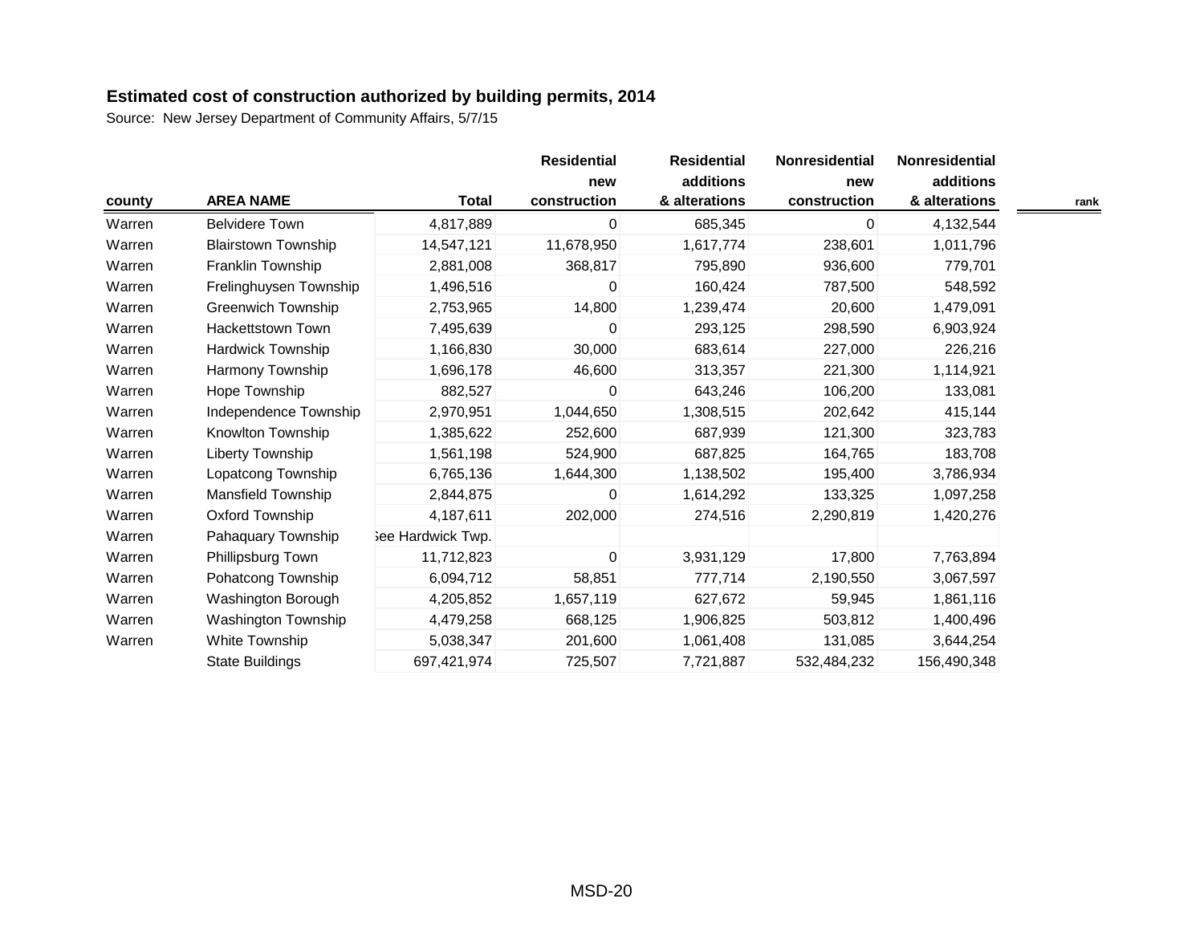**Estimated cost of construction authorized by building permits, 2014**

Source: New Jersey Department of Community Affairs, 5/7/15

| county | AREA NAME | Total | Residential new construction | Residential additions & alterations | Nonresidential new construction | Nonresidential additions & alterations | rank |
|---|---|---|---|---|---|---|---|
| Warren | Belvidere Town | 4,817,889 | 0 | 685,345 | 0 | 4,132,544 | |
| Warren | Blairstown Township | 14,547,121 | 11,678,950 | 1,617,774 | 238,601 | 1,011,796 | |
| Warren | Franklin Township | 2,881,008 | 368,817 | 795,890 | 936,600 | 779,701 | |
| Warren | Frelinghuysen Township | 1,496,516 | 0 | 160,424 | 787,500 | 548,592 | |
| Warren | Greenwich Township | 2,753,965 | 14,800 | 1,239,474 | 20,600 | 1,479,091 | |
| Warren | Hackettstown Town | 7,495,639 | 0 | 293,125 | 298,590 | 6,903,924 | |
| Warren | Hardwick Township | 1,166,830 | 30,000 | 683,614 | 227,000 | 226,216 | |
| Warren | Harmony Township | 1,696,178 | 46,600 | 313,357 | 221,300 | 1,114,921 | |
| Warren | Hope Township | 882,527 | 0 | 643,246 | 106,200 | 133,081 | |
| Warren | Independence Township | 2,970,951 | 1,044,650 | 1,308,515 | 202,642 | 415,144 | |
| Warren | Knowlton Township | 1,385,622 | 252,600 | 687,939 | 121,300 | 323,783 | |
| Warren | Liberty Township | 1,561,198 | 524,900 | 687,825 | 164,765 | 183,708 | |
| Warren | Lopatcong Township | 6,765,136 | 1,644,300 | 1,138,502 | 195,400 | 3,786,934 | |
| Warren | Mansfield Township | 2,844,875 | 0 | 1,614,292 | 133,325 | 1,097,258 | |
| Warren | Oxford Township | 4,187,611 | 202,000 | 274,516 | 2,290,819 | 1,420,276 | |
| Warren | Pahaquary Township | See Hardwick Twp. | | | | | |
| Warren | Phillipsburg Town | 11,712,823 | 0 | 3,931,129 | 17,800 | 7,763,894 | |
| Warren | Pohatcong Township | 6,094,712 | 58,851 | 777,714 | 2,190,550 | 3,067,597 | |
| Warren | Washington Borough | 4,205,852 | 1,657,119 | 627,672 | 59,945 | 1,861,116 | |
| Warren | Washington Township | 4,479,258 | 668,125 | 1,906,825 | 503,812 | 1,400,496 | |
| Warren | White Township | 5,038,347 | 201,600 | 1,061,408 | 131,085 | 3,644,254 | |
| | State Buildings | 697,421,974 | 725,507 | 7,721,887 | 532,484,232 | 156,490,348 | |